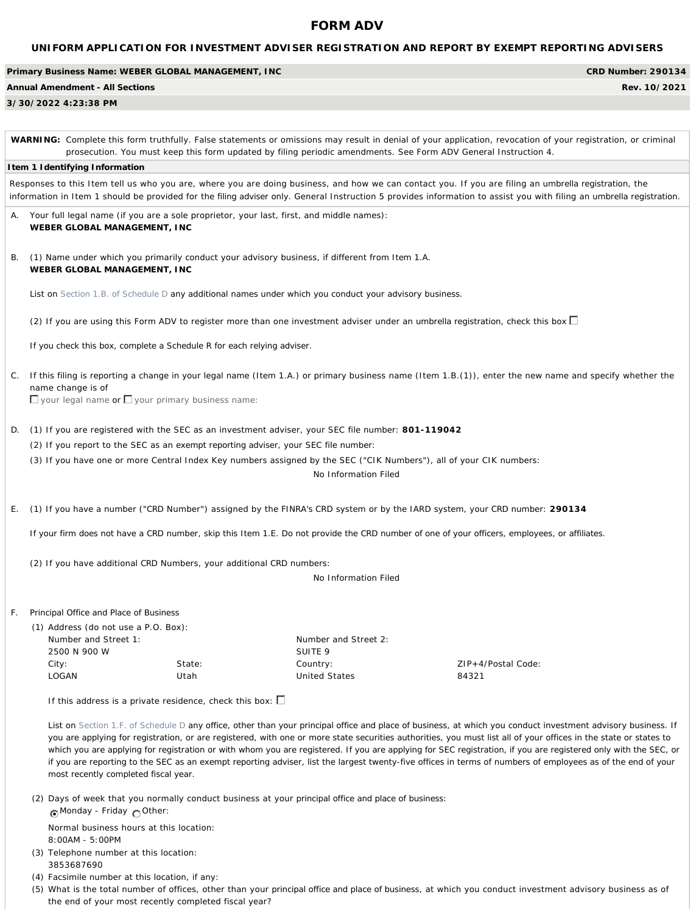# FORM ADV

## UNIFORM APPLICATION FOR INVESTMENT ADVISER REGISTRATION AND REPORT BY EXEMPT REPORTING ADVISERS

| Primary Business Name: WEBER GLOBAL MANAGEMENT, INC | CRD Number: 290134 |
|---|---|
| Annual Amendment - All Sections | Rev. 10/2021 |
| 3/30/2022 4:23:38 PM | |

**WARNING:** Complete this form truthfully. False statements or omissions may result in denial of your application, revocation of your registration, or criminal prosecution. You must keep this form updated by filing periodic amendments. See Form ADV General Instruction 4.

**Item 1 Identifying Information**

Responses to this Item tell us who you are, where you are doing business, and how we can contact you. If you are filing an umbrella registration, the information in Item 1 should be provided for the filing adviser only. General Instruction 5 provides information to assist you with filing an umbrella registration.

A. Your full legal name (if you are a sole proprietor, your last, first, and middle names):
**WEBER GLOBAL MANAGEMENT, INC**

B. (1) Name under which you primarily conduct your advisory business, if different from Item 1.A.
**WEBER GLOBAL MANAGEMENT, INC**

List on Section 1.B. of Schedule D any additional names under which you conduct your advisory business.

(2) If you are using this Form ADV to register more than one investment adviser under an umbrella registration, check this box ☐

If you check this box, complete a Schedule R for each relying adviser.

C. If this filing is reporting a change in your legal name (Item 1.A.) or primary business name (Item 1.B.(1)), enter the new name and specify whether the name change is of
☐ your legal name or ☐ your primary business name:

D. (1) If you are registered with the SEC as an investment adviser, your SEC file number: **801-119042**

(2) If you report to the SEC as an exempt reporting adviser, your SEC file number:

(3) If you have one or more Central Index Key numbers assigned by the SEC ("CIK Numbers"), all of your CIK numbers:

No Information Filed

E. (1) If you have a number ("CRD Number") assigned by the FINRA's CRD system or by the IARD system, your CRD number: **290134**

If your firm does not have a CRD number, skip this Item 1.E. Do not provide the CRD number of one of your officers, employees, or affiliates.

(2) If you have additional CRD Numbers, your additional CRD numbers:

No Information Filed

F. Principal Office and Place of Business

(1) Address (do not use a P.O. Box):

| Number and Street 1: | | Number and Street 2: | |
|---|---|---|---|
| 2500 N 900 W | | SUITE 9 | |
| City: | State: | Country: | ZIP+4/Postal Code: |
| LOGAN | Utah | United States | 84321 |

If this address is a private residence, check this box: ☐

List on Section 1.F. of Schedule D any office, other than your principal office and place of business, at which you conduct investment advisory business. If you are applying for registration, or are registered, with one or more state securities authorities, you must list all of your offices in the state or states to which you are applying for registration or with whom you are registered. If you are applying for SEC registration, if you are registered only with the SEC, or if you are reporting to the SEC as an exempt reporting adviser, list the largest twenty-five offices in terms of numbers of employees as of the end of your most recently completed fiscal year.

(2) Days of week that you normally conduct business at your principal office and place of business:
◉ Monday - Friday ○ Other:

Normal business hours at this location:
8:00AM - 5:00PM

(3) Telephone number at this location:
3853687690

(4) Facsimile number at this location, if any:

(5) What is the total number of offices, other than your principal office and place of business, at which you conduct investment advisory business as of the end of your most recently completed fiscal year?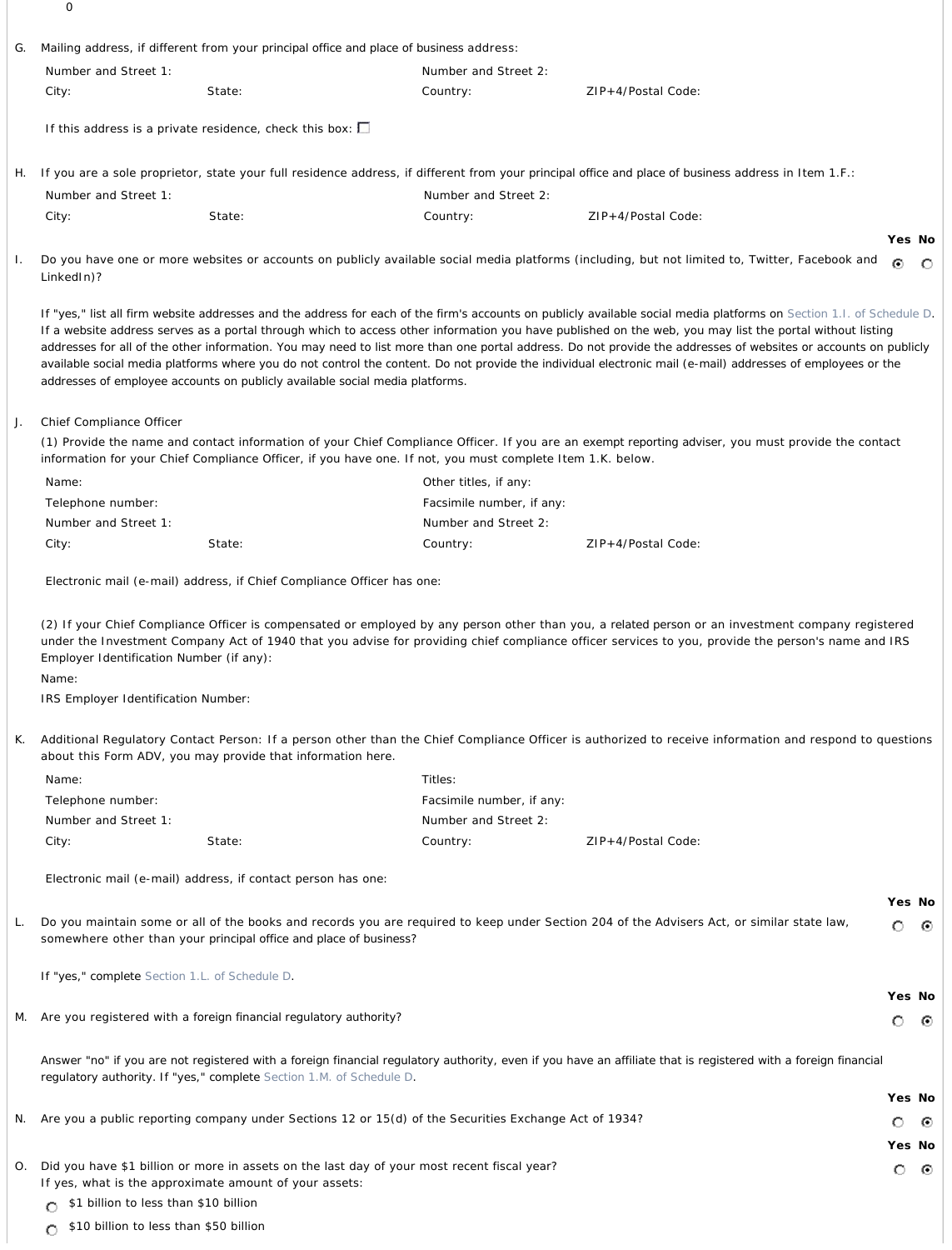0

G. Mailing address, if different from your principal office and place of business address:

Number and Street 1: Number and Street 2:
City: State: Country: ZIP+4/Postal Code:

If this address is a private residence, check this box: ☐

H. If you are a sole proprietor, state your full residence address, if different from your principal office and place of business address in Item 1.F.:

Number and Street 1: Number and Street 2:
City: State: Country: ZIP+4/Postal Code:

I. Do you have one or more websites or accounts on publicly available social media platforms (including, but not limited to, Twitter, Facebook and LinkedIn)? **Yes** ◉ **No** ○

If "yes," list all firm website addresses and the address for each of the firm's accounts on publicly available social media platforms on Section 1.I. of Schedule D. If a website address serves as a portal through which to access other information you have published on the web, you may list the portal without listing addresses for all of the other information. You may need to list more than one portal address. Do not provide the addresses of websites or accounts on publicly available social media platforms where you do not control the content. Do not provide the individual electronic mail (e-mail) addresses of employees or the addresses of employee accounts on publicly available social media platforms.

J. Chief Compliance Officer

(1) Provide the name and contact information of your Chief Compliance Officer. If you are an exempt reporting adviser, you must provide the contact information for your Chief Compliance Officer, if you have one. If not, you must complete Item 1.K. below.

Name: Other titles, if any:
Telephone number: Facsimile number, if any:
Number and Street 1: Number and Street 2:
City: State: Country: ZIP+4/Postal Code:

Electronic mail (e-mail) address, if Chief Compliance Officer has one:

(2) If your Chief Compliance Officer is compensated or employed by any person other than you, a related person or an investment company registered under the Investment Company Act of 1940 that you advise for providing chief compliance officer services to you, provide the person's name and IRS Employer Identification Number (if any):

Name:
IRS Employer Identification Number:

K. Additional Regulatory Contact Person: If a person other than the Chief Compliance Officer is authorized to receive information and respond to questions about this Form ADV, you may provide that information here.

Name: Titles:
Telephone number: Facsimile number, if any:
Number and Street 1: Number and Street 2:
City: State: Country: ZIP+4/Postal Code:

Electronic mail (e-mail) address, if contact person has one:

L. Do you maintain some or all of the books and records you are required to keep under Section 204 of the Advisers Act, or similar state law, somewhere other than your principal office and place of business? **Yes** ○ **No** ◉

If "yes," complete Section 1.L. of Schedule D.

M. Are you registered with a foreign financial regulatory authority? **Yes** ○ **No** ◉

Answer "no" if you are not registered with a foreign financial regulatory authority, even if you have an affiliate that is registered with a foreign financial regulatory authority. If "yes," complete Section 1.M. of Schedule D.

N. Are you a public reporting company under Sections 12 or 15(d) of the Securities Exchange Act of 1934? **Yes** ○ **No** ◉

O. Did you have $1 billion or more in assets on the last day of your most recent fiscal year? **Yes** ○ **No** ◉
If yes, what is the approximate amount of your assets:

○ $1 billion to less than $10 billion
○ $10 billion to less than $50 billion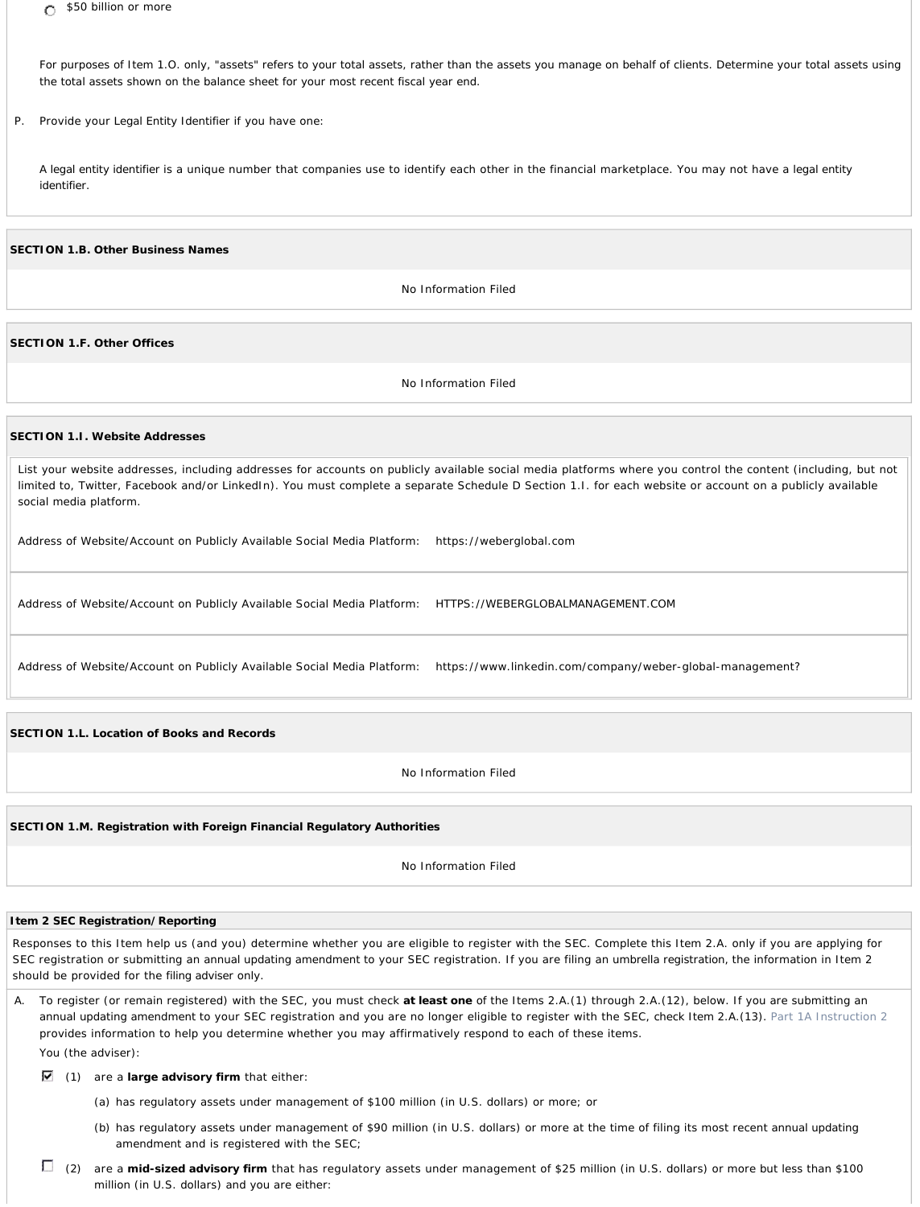- ○ $50 billion or more

For purposes of Item 1.O. only, "assets" refers to your total assets, rather than the assets you manage on behalf of clients. Determine your total assets using the total assets shown on the balance sheet for your most recent fiscal year end.

P. Provide your Legal Entity Identifier if you have one:

A legal entity identifier is a unique number that companies use to identify each other in the financial marketplace. You may not have a legal entity identifier.

**SECTION 1.B. Other Business Names**

No Information Filed

**SECTION 1.F. Other Offices**

No Information Filed

**SECTION 1.I. Website Addresses**

List your website addresses, including addresses for accounts on publicly available social media platforms where you control the content (including, but not limited to, Twitter, Facebook and/or LinkedIn). You must complete a separate Schedule D Section 1.I. for each website or account on a publicly available social media platform.

Address of Website/Account on Publicly Available Social Media Platform: https://weberglobal.com

Address of Website/Account on Publicly Available Social Media Platform: HTTPS://WEBERGLOBALMANAGEMENT.COM

Address of Website/Account on Publicly Available Social Media Platform: https://www.linkedin.com/company/weber-global-management?

**SECTION 1.L. Location of Books and Records**

No Information Filed

**SECTION 1.M. Registration with Foreign Financial Regulatory Authorities**

No Information Filed

**Item 2 SEC Registration/Reporting**

Responses to this Item help us (and you) determine whether you are eligible to register with the SEC. Complete this Item 2.A. only if you are applying for SEC registration or submitting an annual updating amendment to your SEC registration. If you are filing an umbrella registration, the information in Item 2 should be provided for the filing adviser only.

A. To register (or remain registered) with the SEC, you must check **at least one** of the Items 2.A.(1) through 2.A.(12), below. If you are submitting an annual updating amendment to your SEC registration and you are no longer eligible to register with the SEC, check Item 2.A.(13). Part 1A Instruction 2 provides information to help you determine whether you may affirmatively respond to each of these items.

You (the adviser):

- ☑ (1) are a **large advisory firm** that either:
  - (a) has regulatory assets under management of $100 million (in U.S. dollars) or more; or
  - (b) has regulatory assets under management of $90 million (in U.S. dollars) or more at the time of filing its most recent annual updating amendment and is registered with the SEC;
- ☐ (2) are a **mid-sized advisory firm** that has regulatory assets under management of $25 million (in U.S. dollars) or more but less than $100 million (in U.S. dollars) and you are either: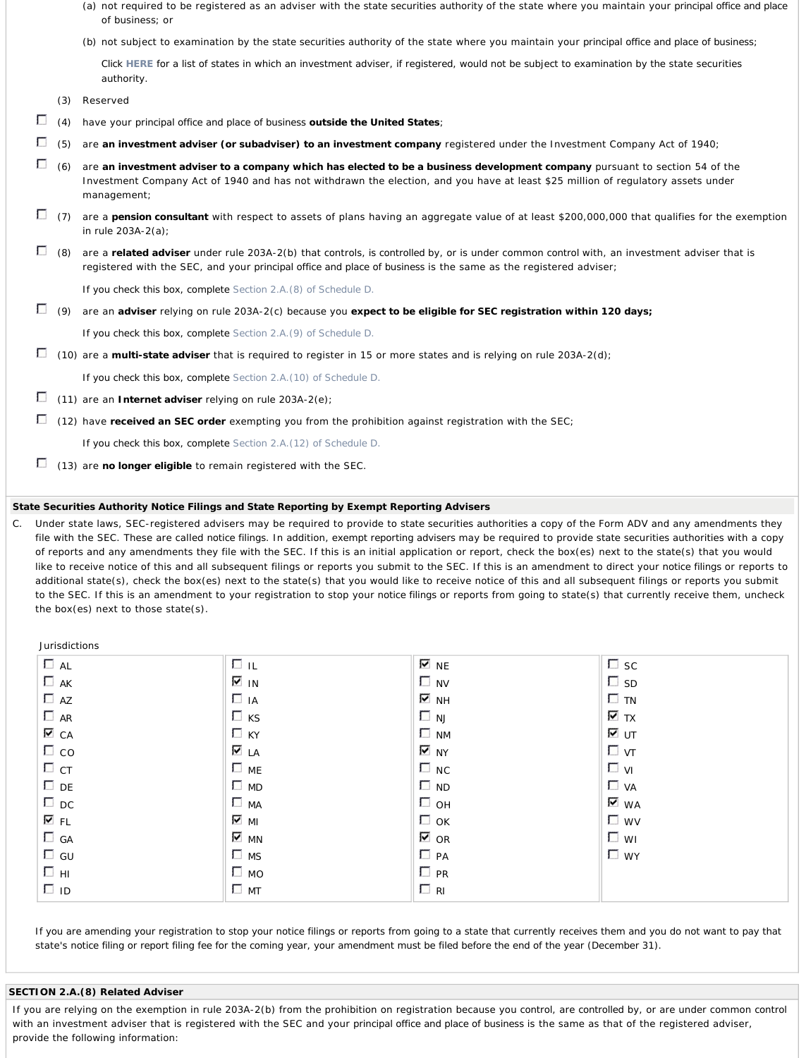(a) not required to be registered as an adviser with the state securities authority of the state where you maintain your principal office and place of business; or

(b) not subject to examination by the state securities authority of the state where you maintain your principal office and place of business;

Click **HERE** for a list of states in which an investment adviser, if registered, would not be subject to examination by the state securities authority.

(3) Reserved

- ☐ (4) have your principal office and place of business **outside the United States**;
- ☐ (5) are **an investment adviser (or subadviser) to an investment company** registered under the Investment Company Act of 1940;
- ☐ (6) are **an investment adviser to a company which has elected to be a business development company** pursuant to section 54 of the Investment Company Act of 1940 and has not withdrawn the election, and you have at least $25 million of regulatory assets under management;
- ☐ (7) are a **pension consultant** with respect to assets of plans having an aggregate value of at least $200,000,000 that qualifies for the exemption in rule 203A-2(a);
- ☐ (8) are a **related adviser** under rule 203A-2(b) that controls, is controlled by, or is under common control with, an investment adviser that is registered with the SEC, and your principal office and place of business is the same as the registered adviser;

  If you check this box, complete Section 2.A.(8) of Schedule D.
- ☐ (9) are an **adviser** relying on rule 203A-2(c) because you **expect to be eligible for SEC registration within 120 days;**

  If you check this box, complete Section 2.A.(9) of Schedule D.
- ☐ (10) are a **multi-state adviser** that is required to register in 15 or more states and is relying on rule 203A-2(d);

  If you check this box, complete Section 2.A.(10) of Schedule D.
- ☐ (11) are an **Internet adviser** relying on rule 203A-2(e);
- ☐ (12) have **received an SEC order** exempting you from the prohibition against registration with the SEC;

  If you check this box, complete Section 2.A.(12) of Schedule D.
- ☐ (13) are **no longer eligible** to remain registered with the SEC.

**State Securities Authority Notice Filings and State Reporting by Exempt Reporting Advisers**

C. Under state laws, SEC-registered advisers may be required to provide to state securities authorities a copy of the Form ADV and any amendments they file with the SEC. These are called notice filings. In addition, exempt reporting advisers may be required to provide state securities authorities with a copy of reports and any amendments they file with the SEC. If this is an initial application or report, check the box(es) next to the state(s) that you would like to receive notice of this and all subsequent filings or reports you submit to the SEC. If this is an amendment to direct your notice filings or reports to additional state(s), check the box(es) next to the state(s) that you would like to receive notice of this and all subsequent filings or reports you submit to the SEC. If this is an amendment to your registration to stop your notice filings or reports from going to state(s) that currently receive them, uncheck the box(es) next to those state(s).

Jurisdictions

| | | | |
|---|---|---|---|
| ☐ AL | ☐ IL | ☑ NE | ☐ SC |
| ☐ AK | ☑ IN | ☐ NV | ☐ SD |
| ☐ AZ | ☐ IA | ☑ NH | ☐ TN |
| ☐ AR | ☐ KS | ☐ NJ | ☑ TX |
| ☑ CA | ☐ KY | ☐ NM | ☑ UT |
| ☐ CO | ☑ LA | ☑ NY | ☐ VT |
| ☐ CT | ☐ ME | ☐ NC | ☐ VI |
| ☐ DE | ☐ MD | ☐ ND | ☐ VA |
| ☐ DC | ☐ MA | ☐ OH | ☑ WA |
| ☑ FL | ☑ MI | ☐ OK | ☐ WV |
| ☐ GA | ☑ MN | ☑ OR | ☐ WI |
| ☐ GU | ☐ MS | ☐ PA | ☐ WY |
| ☐ HI | ☐ MO | ☐ PR | |
| ☐ ID | ☐ MT | ☐ RI | |

If you are amending your registration to stop your notice filings or reports from going to a state that currently receives them and you do not want to pay that state's notice filing or report filing fee for the coming year, your amendment must be filed before the end of the year (December 31).

**SECTION 2.A.(8) Related Adviser**

If you are relying on the exemption in rule 203A-2(b) from the prohibition on registration because you control, are controlled by, or are under common control with an investment adviser that is registered with the SEC and your principal office and place of business is the same as that of the registered adviser, provide the following information: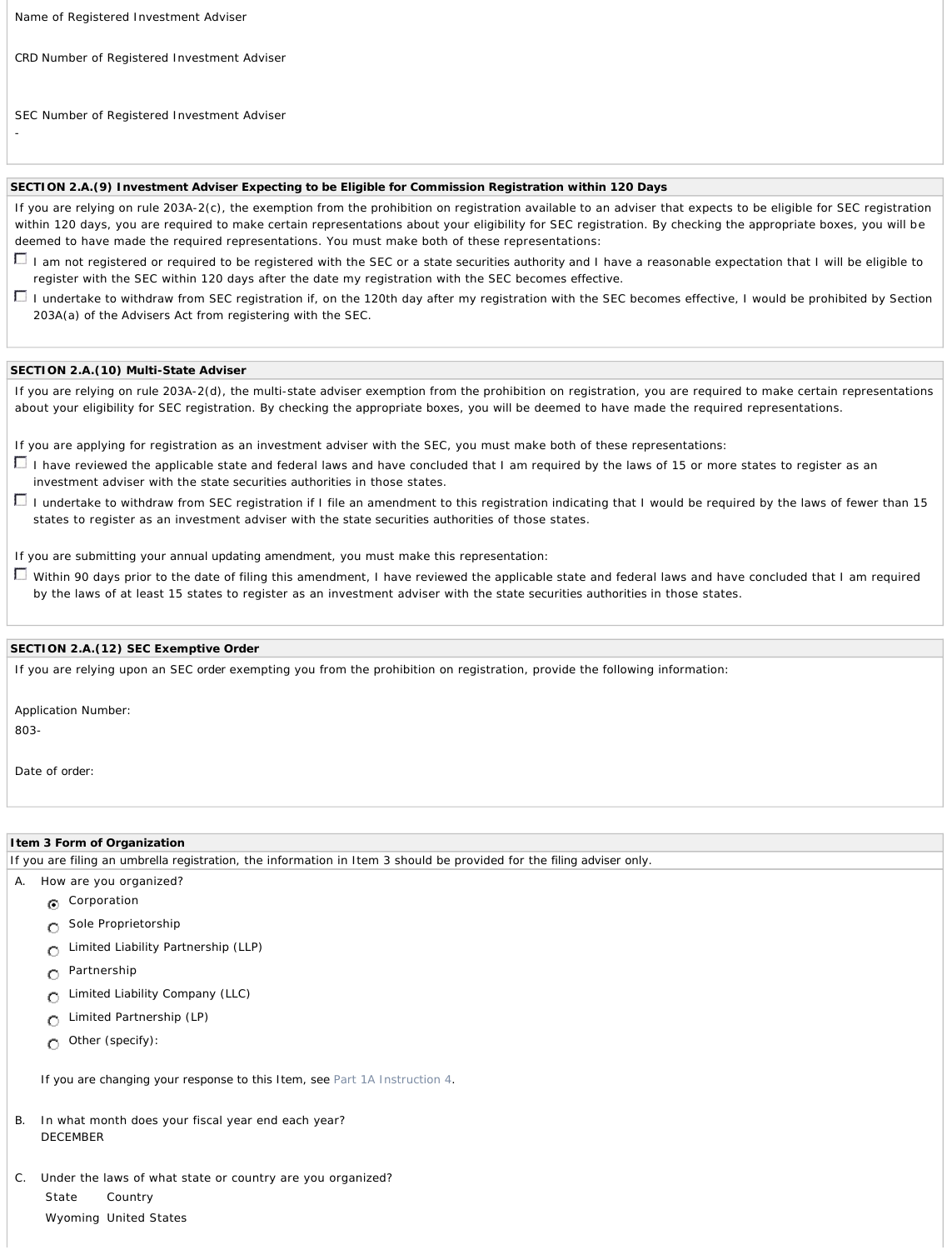Name of Registered Investment Adviser

CRD Number of Registered Investment Adviser

SEC Number of Registered Investment Adviser

-

**SECTION 2.A.(9) Investment Adviser Expecting to be Eligible for Commission Registration within 120 Days**

If you are relying on rule 203A-2(c), the exemption from the prohibition on registration available to an adviser that expects to be eligible for SEC registration within 120 days, you are required to make certain representations about your eligibility for SEC registration. By checking the appropriate boxes, you will be deemed to have made the required representations. You must make both of these representations:

- ☐ I am not registered or required to be registered with the SEC or a state securities authority and I have a reasonable expectation that I will be eligible to register with the SEC within 120 days after the date my registration with the SEC becomes effective.
- ☐ I undertake to withdraw from SEC registration if, on the 120th day after my registration with the SEC becomes effective, I would be prohibited by Section 203A(a) of the Advisers Act from registering with the SEC.

**SECTION 2.A.(10) Multi-State Adviser**

If you are relying on rule 203A-2(d), the multi-state adviser exemption from the prohibition on registration, you are required to make certain representations about your eligibility for SEC registration. By checking the appropriate boxes, you will be deemed to have made the required representations.

If you are applying for registration as an investment adviser with the SEC, you must make both of these representations:

- ☐ I have reviewed the applicable state and federal laws and have concluded that I am required by the laws of 15 or more states to register as an investment adviser with the state securities authorities in those states.
- ☐ I undertake to withdraw from SEC registration if I file an amendment to this registration indicating that I would be required by the laws of fewer than 15 states to register as an investment adviser with the state securities authorities of those states.

If you are submitting your annual updating amendment, you must make this representation:

- ☐ Within 90 days prior to the date of filing this amendment, I have reviewed the applicable state and federal laws and have concluded that I am required by the laws of at least 15 states to register as an investment adviser with the state securities authorities in those states.

**SECTION 2.A.(12) SEC Exemptive Order**

If you are relying upon an SEC order exempting you from the prohibition on registration, provide the following information:

Application Number:
803-

Date of order:

**Item 3 Form of Organization**

If you are filing an umbrella registration, the information in Item 3 should be provided for the filing adviser only.

A. How are you organized?

- ◉ Corporation
- ○ Sole Proprietorship
- ○ Limited Liability Partnership (LLP)
- ○ Partnership
- ○ Limited Liability Company (LLC)
- ○ Limited Partnership (LP)
- ○ Other (specify):

If you are changing your response to this Item, see Part 1A Instruction 4.

B. In what month does your fiscal year end each year?
DECEMBER

C. Under the laws of what state or country are you organized?

| State | Country |
|---|---|
| Wyoming | United States |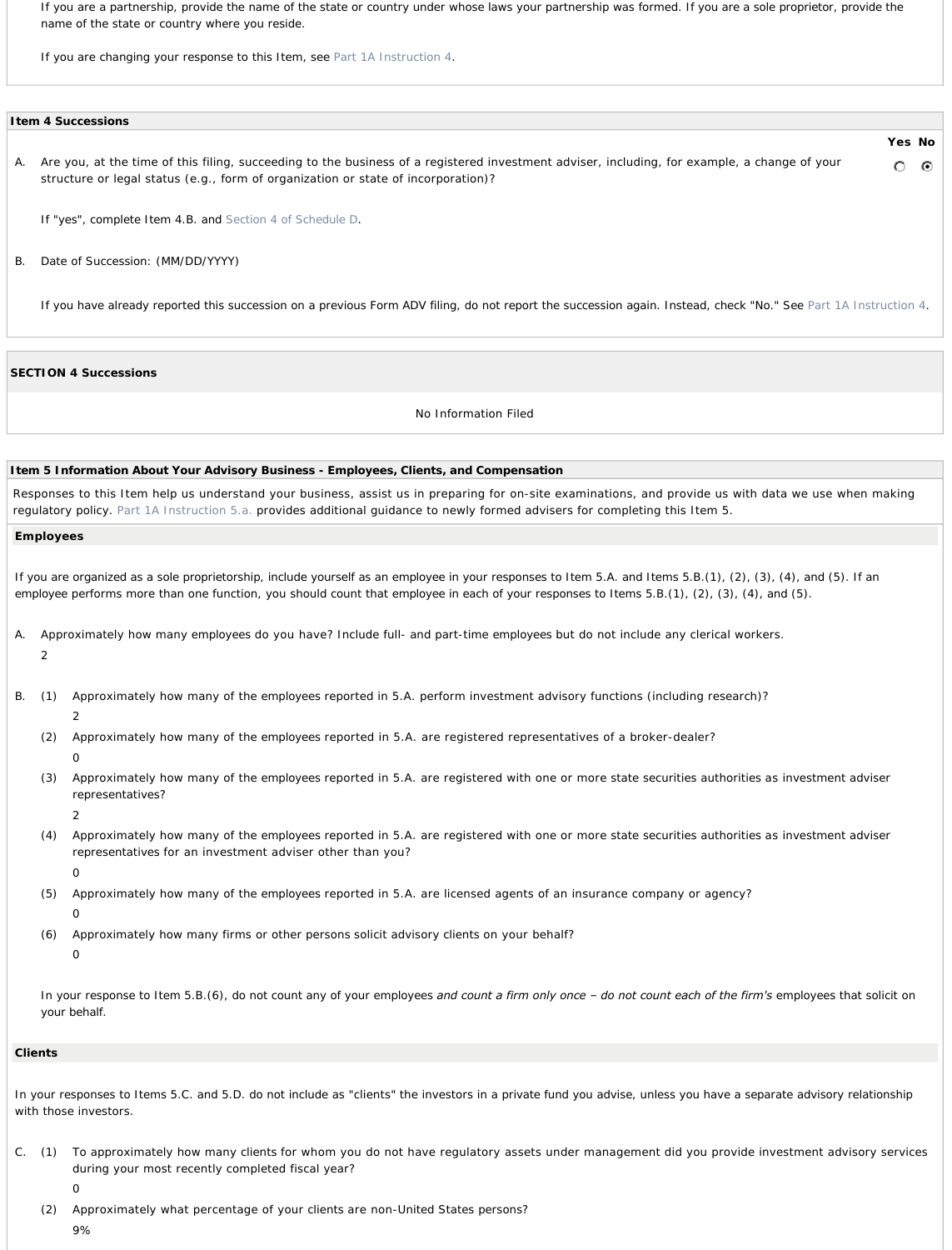If you are a partnership, provide the name of the state or country under whose laws your partnership was formed. If you are a sole proprietor, provide the name of the state or country where you reside.

If you are changing your response to this Item, see Part 1A Instruction 4.

## Item 4 Successions

| | | Yes | No |
|---|---|---|---|
| A. | Are you, at the time of this filing, succeeding to the business of a registered investment adviser, including, for example, a change of your structure or legal status (e.g., form of organization or state of incorporation)? | ○ | ◉ |

If "yes", complete Item 4.B. and Section 4 of Schedule D.

B. Date of Succession: (MM/DD/YYYY)

If you have already reported this succession on a previous Form ADV filing, do not report the succession again. Instead, check "No." See Part 1A Instruction 4.

## SECTION 4 Successions

No Information Filed

## Item 5 Information About Your Advisory Business - Employees, Clients, and Compensation

Responses to this Item help us understand your business, assist us in preparing for on-site examinations, and provide us with data we use when making regulatory policy. Part 1A Instruction 5.a. provides additional guidance to newly formed advisers for completing this Item 5.

### Employees

If you are organized as a sole proprietorship, include yourself as an employee in your responses to Item 5.A. and Items 5.B.(1), (2), (3), (4), and (5). If an employee performs more than one function, you should count that employee in each of your responses to Items 5.B.(1), (2), (3), (4), and (5).

A. Approximately how many employees do you have? Include full- and part-time employees but do not include any clerical workers.
2

B. (1) Approximately how many of the employees reported in 5.A. perform investment advisory functions (including research)?
2

(2) Approximately how many of the employees reported in 5.A. are registered representatives of a broker-dealer?
0

(3) Approximately how many of the employees reported in 5.A. are registered with one or more state securities authorities as investment adviser representatives?
2

(4) Approximately how many of the employees reported in 5.A. are registered with one or more state securities authorities as investment adviser representatives for an investment adviser other than you?
0

(5) Approximately how many of the employees reported in 5.A. are licensed agents of an insurance company or agency?
0

(6) Approximately how many firms or other persons solicit advisory clients on your behalf?
0

In your response to Item 5.B.(6), do not count any of your employees *and count a firm only once – do not count each of the firm's* employees that solicit on your behalf.

### Clients

In your responses to Items 5.C. and 5.D. do not include as "clients" the investors in a private fund you advise, unless you have a separate advisory relationship with those investors.

C. (1) To approximately how many clients for whom you do not have regulatory assets under management did you provide investment advisory services during your most recently completed fiscal year?
0

(2) Approximately what percentage of your clients are non-United States persons?
9%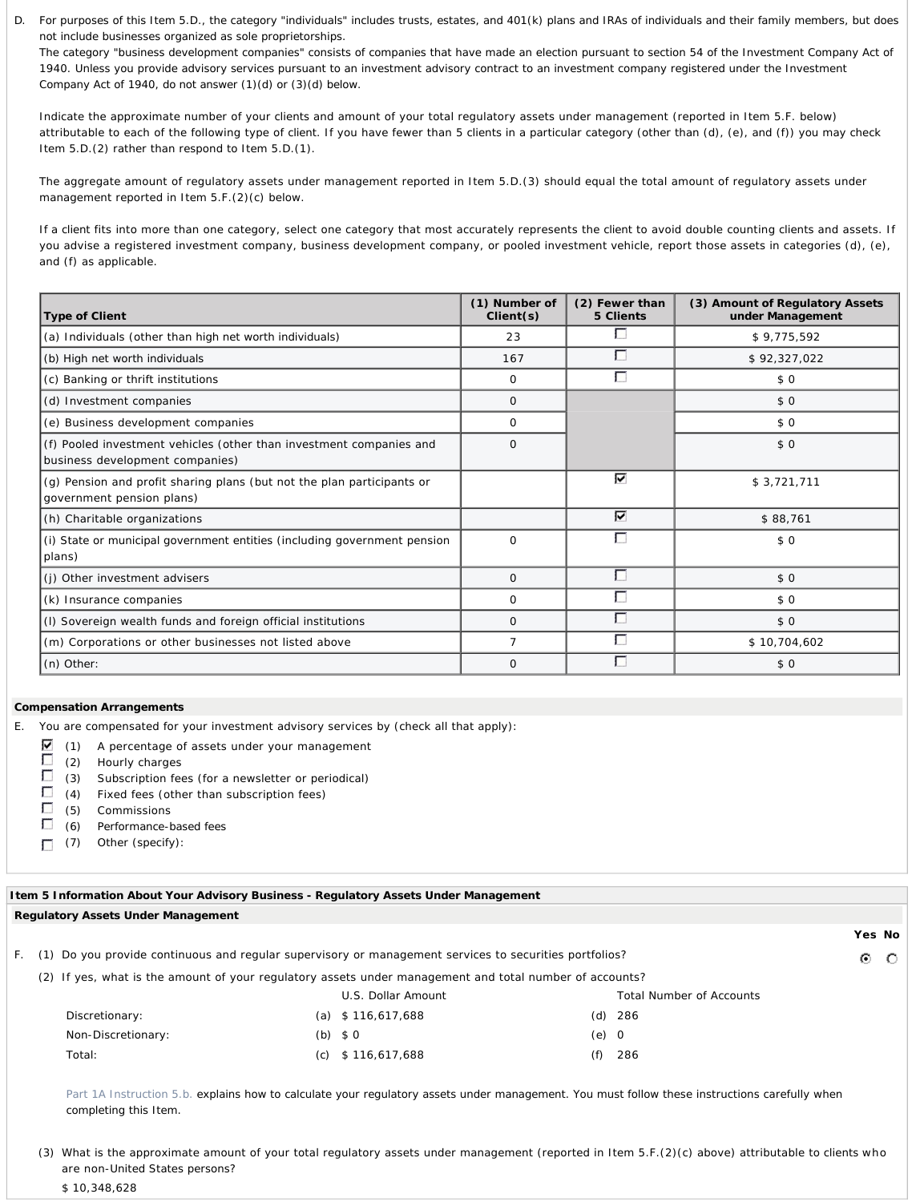D. For purposes of this Item 5.D., the category "individuals" includes trusts, estates, and 401(k) plans and IRAs of individuals and their family members, but does not include businesses organized as sole proprietorships.
The category "business development companies" consists of companies that have made an election pursuant to section 54 of the Investment Company Act of 1940. Unless you provide advisory services pursuant to an investment advisory contract to an investment company registered under the Investment Company Act of 1940, do not answer (1)(d) or (3)(d) below.

Indicate the approximate number of your clients and amount of your total regulatory assets under management (reported in Item 5.F. below) attributable to each of the following type of client. If you have fewer than 5 clients in a particular category (other than (d), (e), and (f)) you may check Item 5.D.(2) rather than respond to Item 5.D.(1).

The aggregate amount of regulatory assets under management reported in Item 5.D.(3) should equal the total amount of regulatory assets under management reported in Item 5.F.(2)(c) below.

If a client fits into more than one category, select one category that most accurately represents the client to avoid double counting clients and assets. If you advise a registered investment company, business development company, or pooled investment vehicle, report those assets in categories (d), (e), and (f) as applicable.

| Type of Client | (1) Number of Client(s) | (2) Fewer than 5 Clients | (3) Amount of Regulatory Assets under Management |
|---|---|---|---|
| (a) Individuals (other than high net worth individuals) | 23 | ☐ | $ 9,775,592 |
| (b) High net worth individuals | 167 | ☐ | $ 92,327,022 |
| (c) Banking or thrift institutions | 0 | ☐ | $ 0 |
| (d) Investment companies | 0 | | $ 0 |
| (e) Business development companies | 0 | | $ 0 |
| (f) Pooled investment vehicles (other than investment companies and business development companies) | 0 | | $ 0 |
| (g) Pension and profit sharing plans (but not the plan participants or government pension plans) | | ☑ | $ 3,721,711 |
| (h) Charitable organizations | | ☑ | $ 88,761 |
| (i) State or municipal government entities (including government pension plans) | 0 | ☐ | $ 0 |
| (j) Other investment advisers | 0 | ☐ | $ 0 |
| (k) Insurance companies | 0 | ☐ | $ 0 |
| (l) Sovereign wealth funds and foreign official institutions | 0 | ☐ | $ 0 |
| (m) Corporations or other businesses not listed above | 7 | ☐ | $ 10,704,602 |
| (n) Other: | 0 | ☐ | $ 0 |

**Compensation Arrangements**

E. You are compensated for your investment advisory services by (check all that apply):

- ☑ (1) A percentage of assets under your management
- ☐ (2) Hourly charges
- ☐ (3) Subscription fees (for a newsletter or periodical)
- ☐ (4) Fixed fees (other than subscription fees)
- ☐ (5) Commissions
- ☐ (6) Performance-based fees
- ☐ (7) Other (specify):

**Item 5 Information About Your Advisory Business - Regulatory Assets Under Management**

**Regulatory Assets Under Management**

F. (1) Do you provide continuous and regular supervisory or management services to securities portfolios? Yes ◉ No ○

(2) If yes, what is the amount of your regulatory assets under management and total number of accounts?

| | U.S. Dollar Amount | Total Number of Accounts |
|---|---|---|
| Discretionary: | (a) $ 116,617,688 | (d) 286 |
| Non-Discretionary: | (b) $ 0 | (e) 0 |
| Total: | (c) $ 116,617,688 | (f) 286 |

Part 1A Instruction 5.b. explains how to calculate your regulatory assets under management. You must follow these instructions carefully when completing this Item.

(3) What is the approximate amount of your total regulatory assets under management (reported in Item 5.F.(2)(c) above) attributable to clients who are non-United States persons?

$ 10,348,628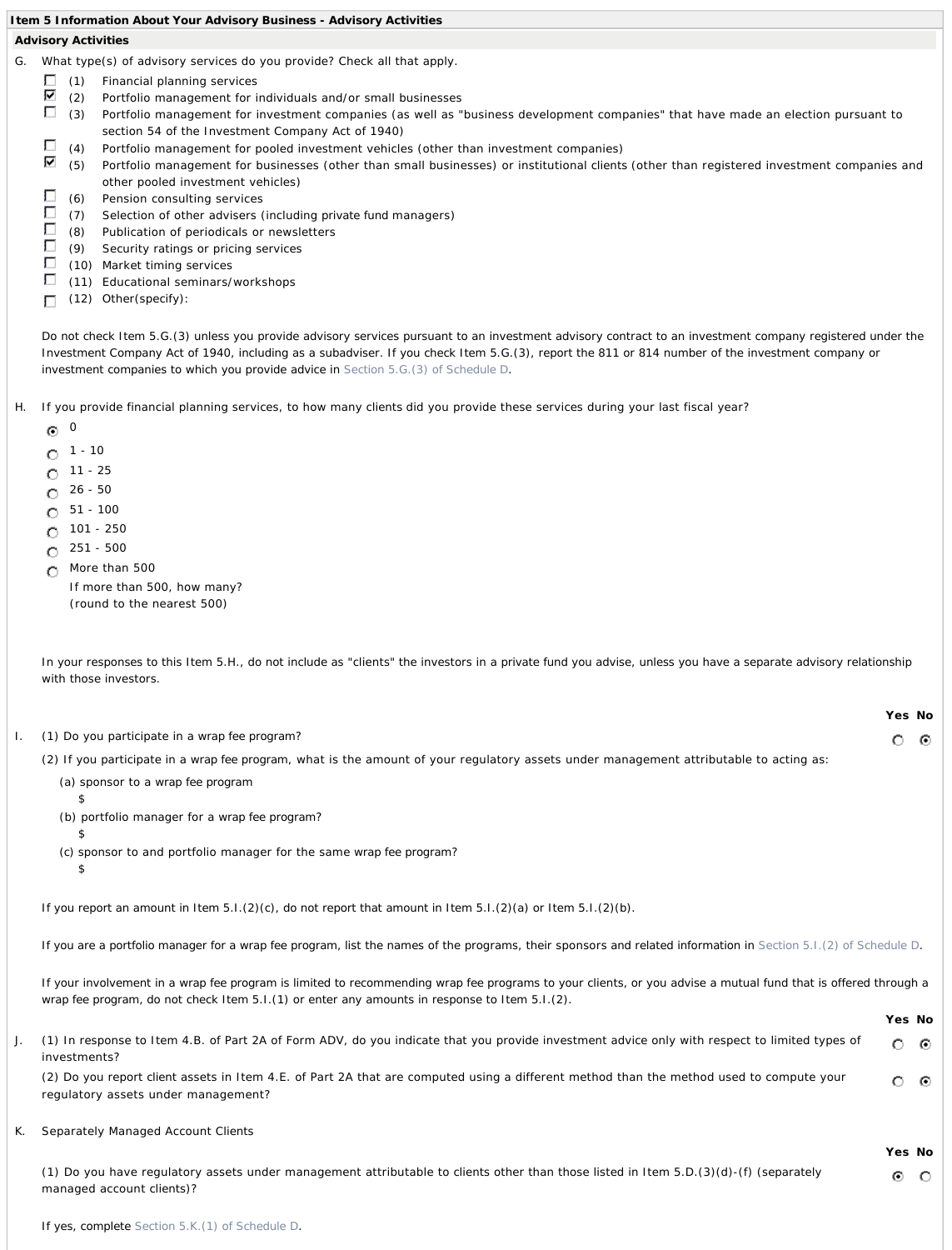## Item 5 Information About Your Advisory Business - Advisory Activities

### Advisory Activities

G. What type(s) of advisory services do you provide? Check all that apply.

- [ ] (1) Financial planning services
- [x] (2) Portfolio management for individuals and/or small businesses
- [ ] (3) Portfolio management for investment companies (as well as "business development companies" that have made an election pursuant to section 54 of the Investment Company Act of 1940)
- [ ] (4) Portfolio management for pooled investment vehicles (other than investment companies)
- [x] (5) Portfolio management for businesses (other than small businesses) or institutional clients (other than registered investment companies and other pooled investment vehicles)
- [ ] (6) Pension consulting services
- [ ] (7) Selection of other advisers (including private fund managers)
- [ ] (8) Publication of periodicals or newsletters
- [ ] (9) Security ratings or pricing services
- [ ] (10) Market timing services
- [ ] (11) Educational seminars/workshops
- [ ] (12) Other(specify):

Do not check Item 5.G.(3) unless you provide advisory services pursuant to an investment advisory contract to an investment company registered under the Investment Company Act of 1940, including as a subadviser. If you check Item 5.G.(3), report the 811 or 814 number of the investment company or investment companies to which you provide advice in Section 5.G.(3) of Schedule D.

H. If you provide financial planning services, to how many clients did you provide these services during your last fiscal year?

- (●) 0
- ( ) 1 - 10
- ( ) 11 - 25
- ( ) 26 - 50
- ( ) 51 - 100
- ( ) 101 - 250
- ( ) 251 - 500
- ( ) More than 500
  If more than 500, how many?
  (round to the nearest 500)

In your responses to this Item 5.H., do not include as "clients" the investors in a private fund you advise, unless you have a separate advisory relationship with those investors.

| | Yes | No |
|---|---|---|
| I. (1) Do you participate in a wrap fee program? | ( ) | (●) |

(2) If you participate in a wrap fee program, what is the amount of your regulatory assets under management attributable to acting as:

(a) sponsor to a wrap fee program
$

(b) portfolio manager for a wrap fee program?
$

(c) sponsor to and portfolio manager for the same wrap fee program?
$

If you report an amount in Item 5.I.(2)(c), do not report that amount in Item 5.I.(2)(a) or Item 5.I.(2)(b).

If you are a portfolio manager for a wrap fee program, list the names of the programs, their sponsors and related information in Section 5.I.(2) of Schedule D.

If your involvement in a wrap fee program is limited to recommending wrap fee programs to your clients, or you advise a mutual fund that is offered through a wrap fee program, do not check Item 5.I.(1) or enter any amounts in response to Item 5.I.(2).

| | Yes | No |
|---|---|---|
| J. (1) In response to Item 4.B. of Part 2A of Form ADV, do you indicate that you provide investment advice only with respect to limited types of investments? | ( ) | (●) |
| (2) Do you report client assets in Item 4.E. of Part 2A that are computed using a different method than the method used to compute your regulatory assets under management? | ( ) | (●) |

K. Separately Managed Account Clients

| | Yes | No |
|---|---|---|
| (1) Do you have regulatory assets under management attributable to clients other than those listed in Item 5.D.(3)(d)-(f) (separately managed account clients)? | (●) | ( ) |

If yes, complete Section 5.K.(1) of Schedule D.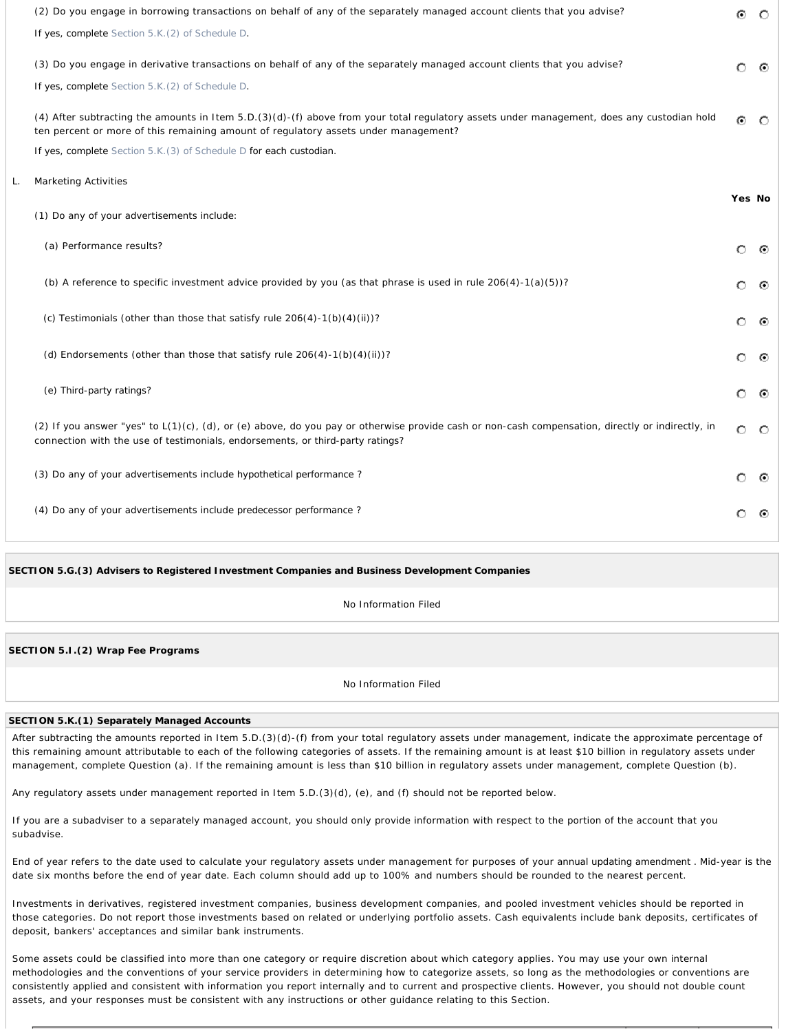(2) Do you engage in borrowing transactions on behalf of any of the separately managed account clients that you advise? **Yes** ◉ No ○

If yes, complete Section 5.K.(2) of Schedule D.

(3) Do you engage in derivative transactions on behalf of any of the separately managed account clients that you advise? Yes ○ **No** ◉

If yes, complete Section 5.K.(2) of Schedule D.

(4) After subtracting the amounts in Item 5.D.(3)(d)-(f) above from your total regulatory assets under management, does any custodian hold ten percent or more of this remaining amount of regulatory assets under management? **Yes** ◉ No ○

If yes, complete Section 5.K.(3) of Schedule D for each custodian.

L. Marketing Activities

| | Yes | No |
|---|---|---|
| (1) Do any of your advertisements include: | | |
| (a) Performance results? | ○ | ◉ |
| (b) A reference to specific investment advice provided by you (as that phrase is used in rule 206(4)-1(a)(5))? | ○ | ◉ |
| (c) Testimonials (other than those that satisfy rule 206(4)-1(b)(4)(ii))? | ○ | ◉ |
| (d) Endorsements (other than those that satisfy rule 206(4)-1(b)(4)(ii))? | ○ | ◉ |
| (e) Third-party ratings? | ○ | ◉ |
| (2) If you answer "yes" to L(1)(c), (d), or (e) above, do you pay or otherwise provide cash or non-cash compensation, directly or indirectly, in connection with the use of testimonials, endorsements, or third-party ratings? | ○ | ○ |
| (3) Do any of your advertisements include hypothetical performance ? | ○ | ◉ |
| (4) Do any of your advertisements include predecessor performance ? | ○ | ◉ |

**SECTION 5.G.(3) Advisers to Registered Investment Companies and Business Development Companies**

No Information Filed

**SECTION 5.I.(2) Wrap Fee Programs**

No Information Filed

**SECTION 5.K.(1) Separately Managed Accounts**

After subtracting the amounts reported in Item 5.D.(3)(d)-(f) from your total regulatory assets under management, indicate the approximate percentage of this remaining amount attributable to each of the following categories of assets. If the remaining amount is at least $10 billion in regulatory assets under management, complete Question (a). If the remaining amount is less than $10 billion in regulatory assets under management, complete Question (b).

Any regulatory assets under management reported in Item 5.D.(3)(d), (e), and (f) should not be reported below.

If you are a subadviser to a separately managed account, you should only provide information with respect to the portion of the account that you subadvise.

End of year refers to the date used to calculate your regulatory assets under management for purposes of your annual updating amendment . Mid-year is the date six months before the end of year date. Each column should add up to 100% and numbers should be rounded to the nearest percent.

Investments in derivatives, registered investment companies, business development companies, and pooled investment vehicles should be reported in those categories. Do not report those investments based on related or underlying portfolio assets. Cash equivalents include bank deposits, certificates of deposit, bankers' acceptances and similar bank instruments.

Some assets could be classified into more than one category or require discretion about which category applies. You may use your own internal methodologies and the conventions of your service providers in determining how to categorize assets, so long as the methodologies or conventions are consistently applied and consistent with information you report internally and to current and prospective clients. However, you should not double count assets, and your responses must be consistent with any instructions or other guidance relating to this Section.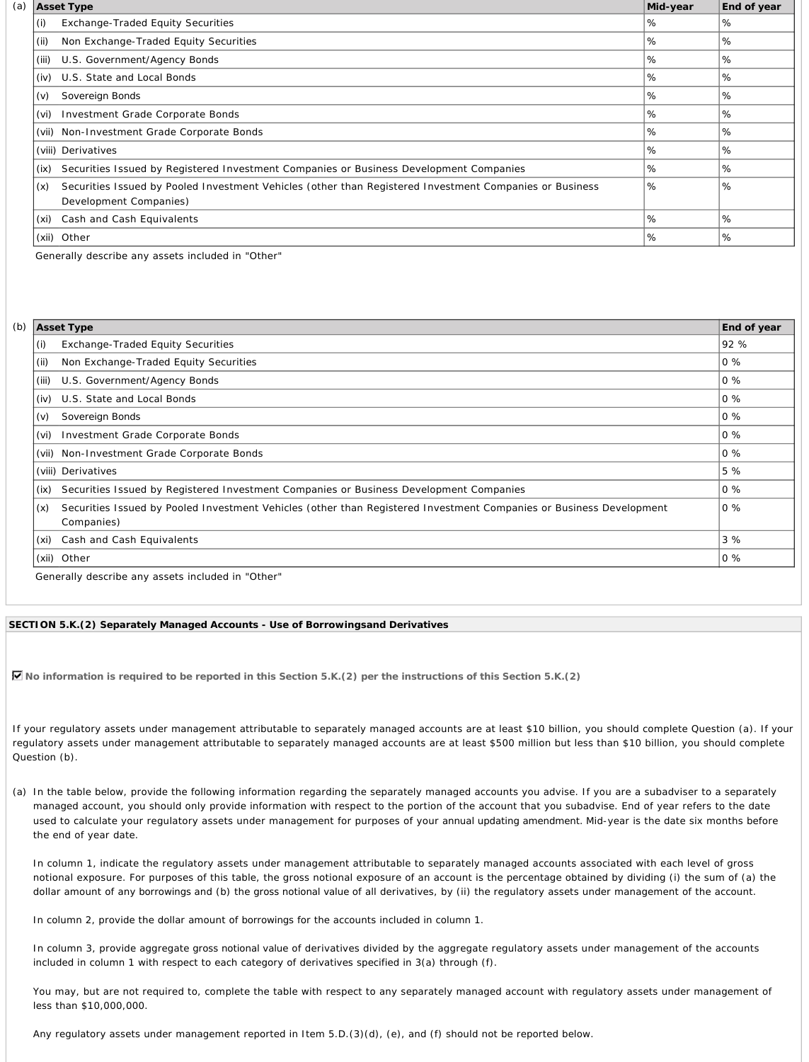(a)

| Asset Type | Mid-year | End of year |
|---|---|---|
| (i) Exchange-Traded Equity Securities | % | % |
| (ii) Non Exchange-Traded Equity Securities | % | % |
| (iii) U.S. Government/Agency Bonds | % | % |
| (iv) U.S. State and Local Bonds | % | % |
| (v) Sovereign Bonds | % | % |
| (vi) Investment Grade Corporate Bonds | % | % |
| (vii) Non-Investment Grade Corporate Bonds | % | % |
| (viii) Derivatives | % | % |
| (ix) Securities Issued by Registered Investment Companies or Business Development Companies | % | % |
| (x) Securities Issued by Pooled Investment Vehicles (other than Registered Investment Companies or Business Development Companies) | % | % |
| (xi) Cash and Cash Equivalents | % | % |
| (xii) Other | % | % |

Generally describe any assets included in "Other"

(b)

| Asset Type | End of year |
|---|---|
| (i) Exchange-Traded Equity Securities | 92 % |
| (ii) Non Exchange-Traded Equity Securities | 0 % |
| (iii) U.S. Government/Agency Bonds | 0 % |
| (iv) U.S. State and Local Bonds | 0 % |
| (v) Sovereign Bonds | 0 % |
| (vi) Investment Grade Corporate Bonds | 0 % |
| (vii) Non-Investment Grade Corporate Bonds | 0 % |
| (viii) Derivatives | 5 % |
| (ix) Securities Issued by Registered Investment Companies or Business Development Companies | 0 % |
| (x) Securities Issued by Pooled Investment Vehicles (other than Registered Investment Companies or Business Development Companies) | 0 % |
| (xi) Cash and Cash Equivalents | 3 % |
| (xii) Other | 0 % |

Generally describe any assets included in "Other"

**SECTION 5.K.(2) Separately Managed Accounts - Use of Borrowingsand Derivatives**

☑ **No information is required to be reported in this Section 5.K.(2) per the instructions of this Section 5.K.(2)**

If your regulatory assets under management attributable to separately managed accounts are at least $10 billion, you should complete Question (a). If your regulatory assets under management attributable to separately managed accounts are at least $500 million but less than $10 billion, you should complete Question (b).

(a) In the table below, provide the following information regarding the separately managed accounts you advise. If you are a subadviser to a separately managed account, you should only provide information with respect to the portion of the account that you subadvise. End of year refers to the date used to calculate your regulatory assets under management for purposes of your annual updating amendment. Mid-year is the date six months before the end of year date.

In column 1, indicate the regulatory assets under management attributable to separately managed accounts associated with each level of gross notional exposure. For purposes of this table, the gross notional exposure of an account is the percentage obtained by dividing (i) the sum of (a) the dollar amount of any borrowings and (b) the gross notional value of all derivatives, by (ii) the regulatory assets under management of the account.

In column 2, provide the dollar amount of borrowings for the accounts included in column 1.

In column 3, provide aggregate gross notional value of derivatives divided by the aggregate regulatory assets under management of the accounts included in column 1 with respect to each category of derivatives specified in 3(a) through (f).

You may, but are not required to, complete the table with respect to any separately managed account with regulatory assets under management of less than $10,000,000.

Any regulatory assets under management reported in Item 5.D.(3)(d), (e), and (f) should not be reported below.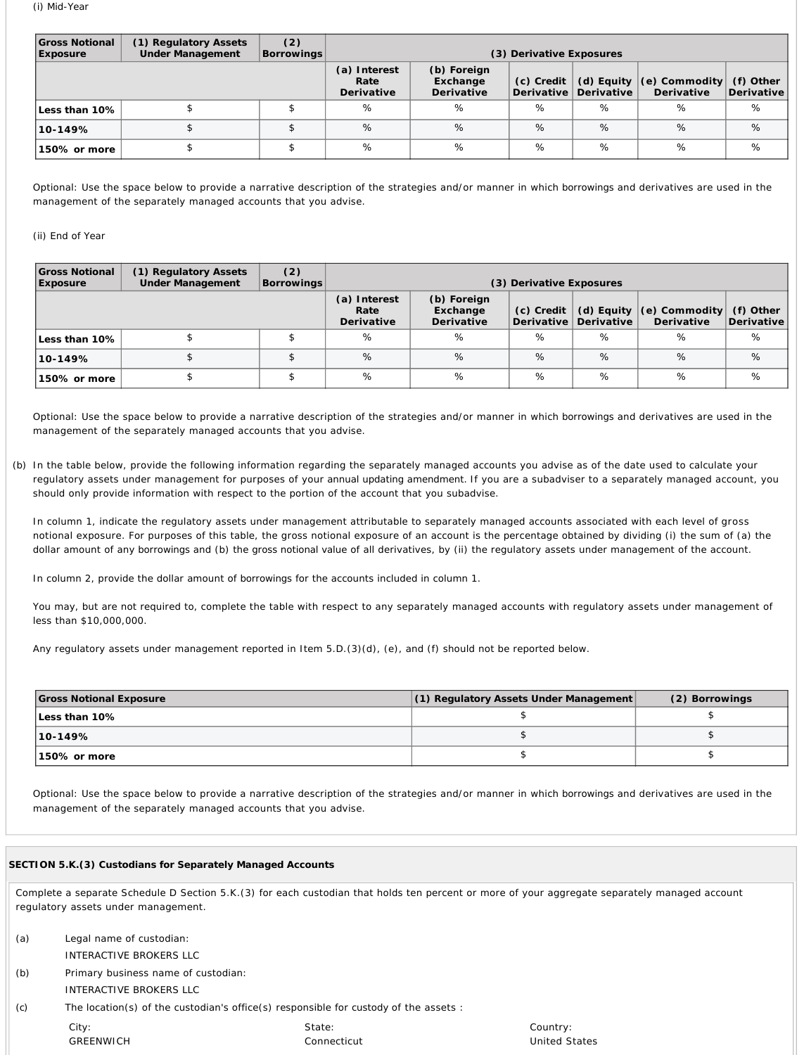(i) Mid-Year

| Gross Notional Exposure | (1) Regulatory Assets Under Management | (2) Borrowings | (3) Derivative Exposures | | | | | |
|---|---|---|---|---|---|---|---|---|
| | | | (a) Interest Rate Derivative | (b) Foreign Exchange Derivative | (c) Credit Derivative | (d) Equity Derivative | (e) Commodity Derivative | (f) Other Derivative |
| Less than 10% | $ | $ | % | % | % | % | % | % |
| 10-149% | $ | $ | % | % | % | % | % | % |
| 150% or more | $ | $ | % | % | % | % | % | % |

Optional: Use the space below to provide a narrative description of the strategies and/or manner in which borrowings and derivatives are used in the management of the separately managed accounts that you advise.

(ii) End of Year

| Gross Notional Exposure | (1) Regulatory Assets Under Management | (2) Borrowings | (3) Derivative Exposures | | | | | |
|---|---|---|---|---|---|---|---|---|
| | | | (a) Interest Rate Derivative | (b) Foreign Exchange Derivative | (c) Credit Derivative | (d) Equity Derivative | (e) Commodity Derivative | (f) Other Derivative |
| Less than 10% | $ | $ | % | % | % | % | % | % |
| 10-149% | $ | $ | % | % | % | % | % | % |
| 150% or more | $ | $ | % | % | % | % | % | % |

Optional: Use the space below to provide a narrative description of the strategies and/or manner in which borrowings and derivatives are used in the management of the separately managed accounts that you advise.

(b) In the table below, provide the following information regarding the separately managed accounts you advise as of the date used to calculate your regulatory assets under management for purposes of your annual updating amendment. If you are a subadviser to a separately managed account, you should only provide information with respect to the portion of the account that you subadvise.

In column 1, indicate the regulatory assets under management attributable to separately managed accounts associated with each level of gross notional exposure. For purposes of this table, the gross notional exposure of an account is the percentage obtained by dividing (i) the sum of (a) the dollar amount of any borrowings and (b) the gross notional value of all derivatives, by (ii) the regulatory assets under management of the account.

In column 2, provide the dollar amount of borrowings for the accounts included in column 1.

You may, but are not required to, complete the table with respect to any separately managed accounts with regulatory assets under management of less than $10,000,000.

Any regulatory assets under management reported in Item 5.D.(3)(d), (e), and (f) should not be reported below.

| Gross Notional Exposure | (1) Regulatory Assets Under Management | (2) Borrowings |
|---|---|---|
| Less than 10% | $ | $ |
| 10-149% | $ | $ |
| 150% or more | $ | $ |

Optional: Use the space below to provide a narrative description of the strategies and/or manner in which borrowings and derivatives are used in the management of the separately managed accounts that you advise.

## SECTION 5.K.(3) Custodians for Separately Managed Accounts

Complete a separate Schedule D Section 5.K.(3) for each custodian that holds ten percent or more of your aggregate separately managed account regulatory assets under management.

(a) Legal name of custodian:
INTERACTIVE BROKERS LLC

(b) Primary business name of custodian:
INTERACTIVE BROKERS LLC

(c) The location(s) of the custodian's office(s) responsible for custody of the assets :

| City: | State: | Country: |
|---|---|---|
| GREENWICH | Connecticut | United States |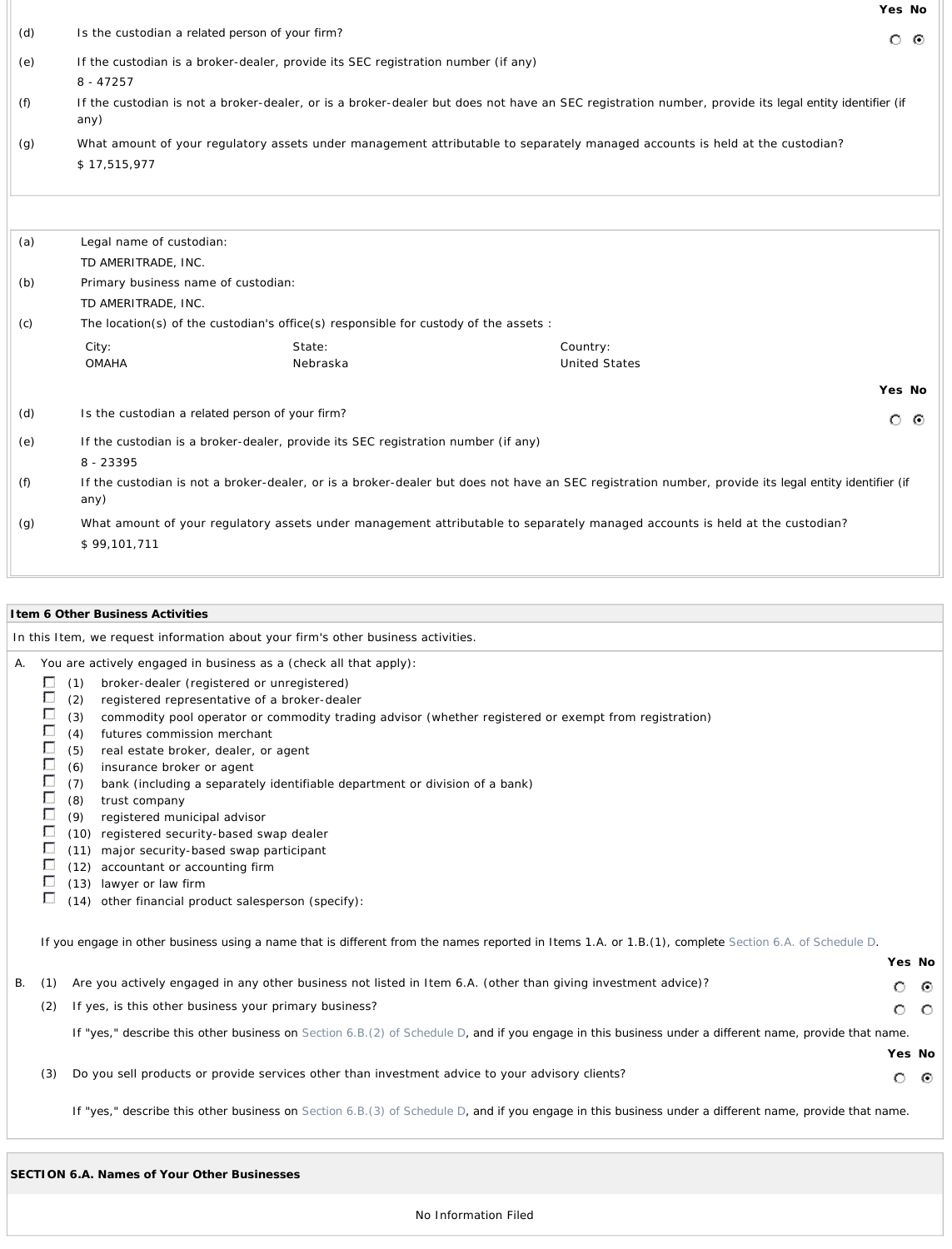| | | Yes | No |
|---|---|---|---|
| (d) | Is the custodian a related person of your firm? | ○ | ● |
| (e) | If the custodian is a broker-dealer, provide its SEC registration number (if any)<br>8 - 47257 | | |
| (f) | If the custodian is not a broker-dealer, or is a broker-dealer but does not have an SEC registration number, provide its legal entity identifier (if any) | | |
| (g) | What amount of your regulatory assets under management attributable to separately managed accounts is held at the custodian?<br>$ 17,515,977 | | |

(a) Legal name of custodian:
TD AMERITRADE, INC.

(b) Primary business name of custodian:
TD AMERITRADE, INC.

(c) The location(s) of the custodian's office(s) responsible for custody of the assets :

| City: | State: | Country: |
|---|---|---|
| OMAHA | Nebraska | United States |

| | | Yes | No |
|---|---|---|---|
| (d) | Is the custodian a related person of your firm? | ○ | ● |
| (e) | If the custodian is a broker-dealer, provide its SEC registration number (if any)<br>8 - 23395 | | |
| (f) | If the custodian is not a broker-dealer, or is a broker-dealer but does not have an SEC registration number, provide its legal entity identifier (if any) | | |
| (g) | What amount of your regulatory assets under management attributable to separately managed accounts is held at the custodian?<br>$ 99,101,711 | | |

## Item 6 Other Business Activities

In this Item, we request information about your firm's other business activities.

A. You are actively engaged in business as a (check all that apply):

- ☐ (1) broker-dealer (registered or unregistered)
- ☐ (2) registered representative of a broker-dealer
- ☐ (3) commodity pool operator or commodity trading advisor (whether registered or exempt from registration)
- ☐ (4) futures commission merchant
- ☐ (5) real estate broker, dealer, or agent
- ☐ (6) insurance broker or agent
- ☐ (7) bank (including a separately identifiable department or division of a bank)
- ☐ (8) trust company
- ☐ (9) registered municipal advisor
- ☐ (10) registered security-based swap dealer
- ☐ (11) major security-based swap participant
- ☐ (12) accountant or accounting firm
- ☐ (13) lawyer or law firm
- ☐ (14) other financial product salesperson (specify):

If you engage in other business using a name that is different from the names reported in Items 1.A. or 1.B.(1), complete Section 6.A. of Schedule D.

| | | | Yes | No |
|---|---|---|---|---|
| B. | (1) | Are you actively engaged in any other business not listed in Item 6.A. (other than giving investment advice)? | ○ | ● |
| | (2) | If yes, is this other business your primary business? | ○ | ○ |

If "yes," describe this other business on Section 6.B.(2) of Schedule D, and if you engage in this business under a different name, provide that name.

| | | | Yes | No |
|---|---|---|---|---|
| | (3) | Do you sell products or provide services other than investment advice to your advisory clients? | ○ | ● |

If "yes," describe this other business on Section 6.B.(3) of Schedule D, and if you engage in this business under a different name, provide that name.

## SECTION 6.A. Names of Your Other Businesses

No Information Filed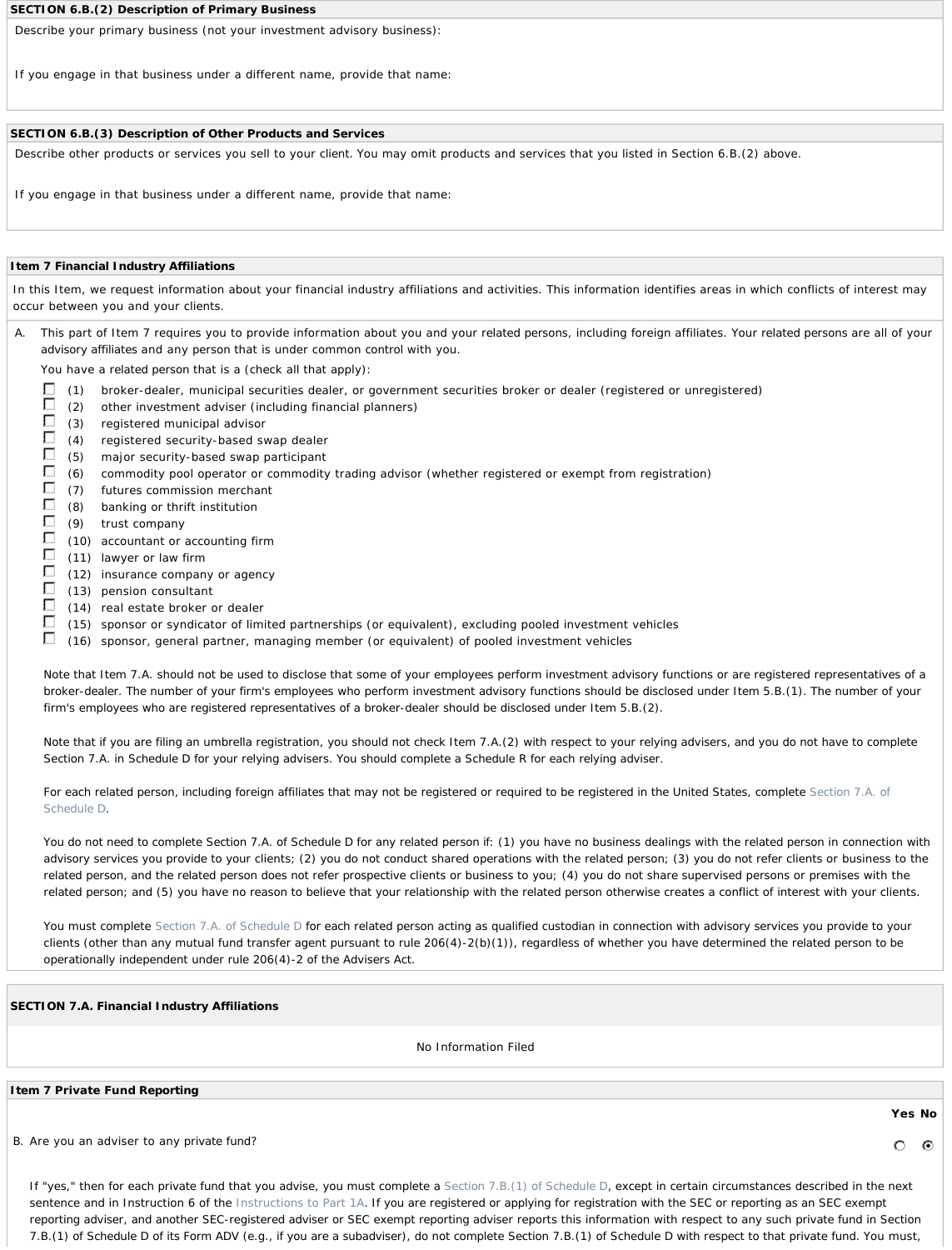**SECTION 6.B.(2) Description of Primary Business**

Describe your primary business (not your investment advisory business):

If you engage in that business under a different name, provide that name:

**SECTION 6.B.(3) Description of Other Products and Services**

Describe other products or services you sell to your client. You may omit products and services that you listed in Section 6.B.(2) above.

If you engage in that business under a different name, provide that name:

**Item 7 Financial Industry Affiliations**

In this Item, we request information about your financial industry affiliations and activities. This information identifies areas in which conflicts of interest may occur between you and your clients.

A. This part of Item 7 requires you to provide information about you and your related persons, including foreign affiliates. Your related persons are all of your advisory affiliates and any person that is under common control with you.

You have a related person that is a (check all that apply):

- ☐ (1) broker-dealer, municipal securities dealer, or government securities broker or dealer (registered or unregistered)
- ☐ (2) other investment adviser (including financial planners)
- ☐ (3) registered municipal advisor
- ☐ (4) registered security-based swap dealer
- ☐ (5) major security-based swap participant
- ☐ (6) commodity pool operator or commodity trading advisor (whether registered or exempt from registration)
- ☐ (7) futures commission merchant
- ☐ (8) banking or thrift institution
- ☐ (9) trust company
- ☐ (10) accountant or accounting firm
- ☐ (11) lawyer or law firm
- ☐ (12) insurance company or agency
- ☐ (13) pension consultant
- ☐ (14) real estate broker or dealer
- ☐ (15) sponsor or syndicator of limited partnerships (or equivalent), excluding pooled investment vehicles
- ☐ (16) sponsor, general partner, managing member (or equivalent) of pooled investment vehicles

Note that Item 7.A. should not be used to disclose that some of your employees perform investment advisory functions or are registered representatives of a broker-dealer. The number of your firm's employees who perform investment advisory functions should be disclosed under Item 5.B.(1). The number of your firm's employees who are registered representatives of a broker-dealer should be disclosed under Item 5.B.(2).

Note that if you are filing an umbrella registration, you should not check Item 7.A.(2) with respect to your relying advisers, and you do not have to complete Section 7.A. in Schedule D for your relying advisers. You should complete a Schedule R for each relying adviser.

For each related person, including foreign affiliates that may not be registered or required to be registered in the United States, complete Section 7.A. of Schedule D.

You do not need to complete Section 7.A. of Schedule D for any related person if: (1) you have no business dealings with the related person in connection with advisory services you provide to your clients; (2) you do not conduct shared operations with the related person; (3) you do not refer clients or business to the related person, and the related person does not refer prospective clients or business to you; (4) you do not share supervised persons or premises with the related person; and (5) you have no reason to believe that your relationship with the related person otherwise creates a conflict of interest with your clients.

You must complete Section 7.A. of Schedule D for each related person acting as qualified custodian in connection with advisory services you provide to your clients (other than any mutual fund transfer agent pursuant to rule 206(4)-2(b)(1)), regardless of whether you have determined the related person to be operationally independent under rule 206(4)-2 of the Advisers Act.

**SECTION 7.A. Financial Industry Affiliations**

No Information Filed

**Item 7 Private Fund Reporting**

| | Yes | No |
|---|---|---|
| B. Are you an adviser to any private fund? | ○ | ◉ |

If "yes," then for each private fund that you advise, you must complete a Section 7.B.(1) of Schedule D, except in certain circumstances described in the next sentence and in Instruction 6 of the Instructions to Part 1A. If you are registered or applying for registration with the SEC or reporting as an SEC exempt reporting adviser, and another SEC-registered adviser or SEC exempt reporting adviser reports this information with respect to any such private fund in Section 7.B.(1) of Schedule D of its Form ADV (e.g., if you are a subadviser), do not complete Section 7.B.(1) of Schedule D with respect to that private fund. You must,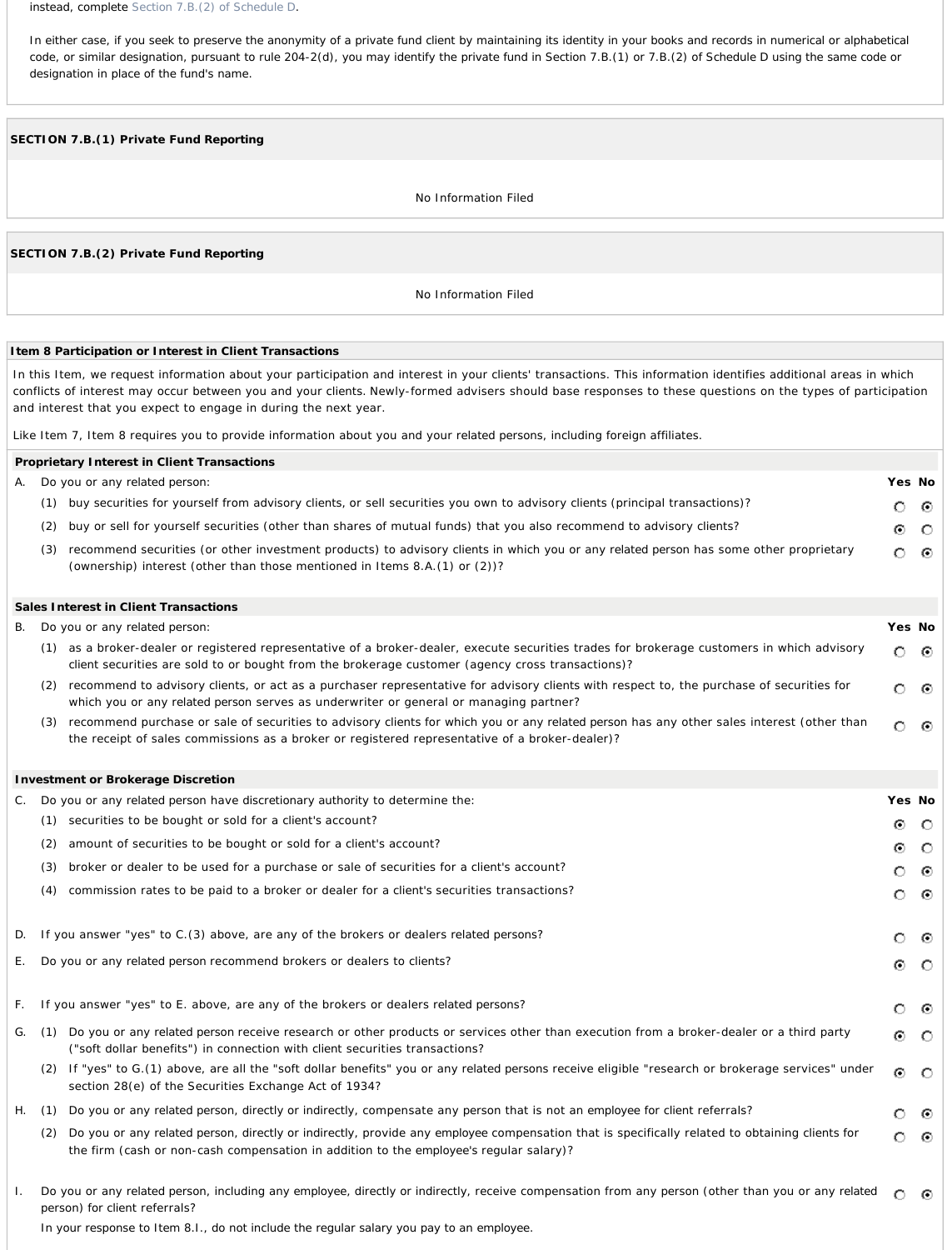instead, complete Section 7.B.(2) of Schedule D.

In either case, if you seek to preserve the anonymity of a private fund client by maintaining its identity in your books and records in numerical or alphabetical code, or similar designation, pursuant to rule 204-2(d), you may identify the private fund in Section 7.B.(1) or 7.B.(2) of Schedule D using the same code or designation in place of the fund's name.

**SECTION 7.B.(1) Private Fund Reporting**

No Information Filed

**SECTION 7.B.(2) Private Fund Reporting**

No Information Filed

**Item 8 Participation or Interest in Client Transactions**

In this Item, we request information about your participation and interest in your clients' transactions. This information identifies additional areas in which conflicts of interest may occur between you and your clients. Newly-formed advisers should base responses to these questions on the types of participation and interest that you expect to engage in during the next year.

Like Item 7, Item 8 requires you to provide information about you and your related persons, including foreign affiliates.

**Proprietary Interest in Client Transactions**

| | | Yes | No |
|---|---|---|---|
| A. | Do you or any related person: | | |
| | (1) buy securities for yourself from advisory clients, or sell securities you own to advisory clients (principal transactions)? | ○ | ● |
| | (2) buy or sell for yourself securities (other than shares of mutual funds) that you also recommend to advisory clients? | ● | ○ |
| | (3) recommend securities (or other investment products) to advisory clients in which you or any related person has some other proprietary (ownership) interest (other than those mentioned in Items 8.A.(1) or (2))? | ○ | ● |

**Sales Interest in Client Transactions**

| | | Yes | No |
|---|---|---|---|
| B. | Do you or any related person: | | |
| | (1) as a broker-dealer or registered representative of a broker-dealer, execute securities trades for brokerage customers in which advisory client securities are sold to or bought from the brokerage customer (agency cross transactions)? | ○ | ● |
| | (2) recommend to advisory clients, or act as a purchaser representative for advisory clients with respect to, the purchase of securities for which you or any related person serves as underwriter or general or managing partner? | ○ | ● |
| | (3) recommend purchase or sale of securities to advisory clients for which you or any related person has any other sales interest (other than the receipt of sales commissions as a broker or registered representative of a broker-dealer)? | ○ | ● |

**Investment or Brokerage Discretion**

| | | Yes | No |
|---|---|---|---|
| C. | Do you or any related person have discretionary authority to determine the: | | |
| | (1) securities to be bought or sold for a client's account? | ● | ○ |
| | (2) amount of securities to be bought or sold for a client's account? | ● | ○ |
| | (3) broker or dealer to be used for a purchase or sale of securities for a client's account? | ○ | ● |
| | (4) commission rates to be paid to a broker or dealer for a client's securities transactions? | ○ | ● |
| D. | If you answer "yes" to C.(3) above, are any of the brokers or dealers related persons? | ○ | ● |
| E. | Do you or any related person recommend brokers or dealers to clients? | ● | ○ |
| F. | If you answer "yes" to E. above, are any of the brokers or dealers related persons? | ○ | ● |
| G. | (1) Do you or any related person receive research or other products or services other than execution from a broker-dealer or a third party ("soft dollar benefits") in connection with client securities transactions? | ● | ○ |
| | (2) If "yes" to G.(1) above, are all the "soft dollar benefits" you or any related persons receive eligible "research or brokerage services" under section 28(e) of the Securities Exchange Act of 1934? | ● | ○ |
| H. | (1) Do you or any related person, directly or indirectly, compensate any person that is not an employee for client referrals? | ○ | ● |
| | (2) Do you or any related person, directly or indirectly, provide any employee compensation that is specifically related to obtaining clients for the firm (cash or non-cash compensation in addition to the employee's regular salary)? | ○ | ● |
| I. | Do you or any related person, including any employee, directly or indirectly, receive compensation from any person (other than you or any related person) for client referrals? | ○ | ● |

In your response to Item 8.I., do not include the regular salary you pay to an employee.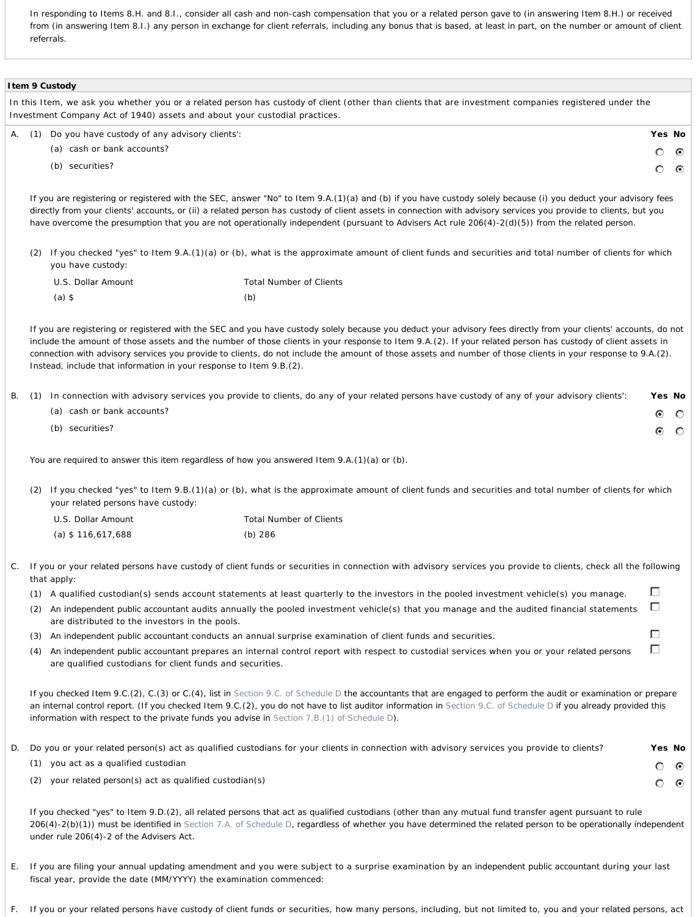In responding to Items 8.H. and 8.I., consider all cash and non-cash compensation that you or a related person gave to (in answering Item 8.H.) or received from (in answering Item 8.I.) any person in exchange for client referrals, including any bonus that is based, at least in part, on the number or amount of client referrals.

## Item 9 Custody

In this Item, we ask you whether you or a related person has custody of client (other than clients that are investment companies registered under the Investment Company Act of 1940) assets and about your custodial practices.

A. (1) Do you have custody of any advisory clients':

| | Yes | No |
|---|---|---|
| (a) cash or bank accounts? | ○ | ⦿ |
| (b) securities? | ○ | ⦿ |

If you are registering or registered with the SEC, answer "No" to Item 9.A.(1)(a) and (b) if you have custody solely because (i) you deduct your advisory fees directly from your clients' accounts, or (ii) a related person has custody of client assets in connection with advisory services you provide to clients, but you have overcome the presumption that you are not operationally independent (pursuant to Advisers Act rule 206(4)-2(d)(5)) from the related person.

(2) If you checked "yes" to Item 9.A.(1)(a) or (b), what is the approximate amount of client funds and securities and total number of clients for which you have custody:

| U.S. Dollar Amount | Total Number of Clients |
|---|---|
| (a) $ | (b) |

If you are registering or registered with the SEC and you have custody solely because you deduct your advisory fees directly from your clients' accounts, do not include the amount of those assets and the number of those clients in your response to Item 9.A.(2). If your related person has custody of client assets in connection with advisory services you provide to clients, do not include the amount of those assets and number of those clients in your response to 9.A.(2). Instead, include that information in your response to Item 9.B.(2).

B. (1) In connection with advisory services you provide to clients, do any of your related persons have custody of any of your advisory clients':

| | Yes | No |
|---|---|---|
| (a) cash or bank accounts? | ⦿ | ○ |
| (b) securities? | ⦿ | ○ |

You are required to answer this item regardless of how you answered Item 9.A.(1)(a) or (b).

(2) If you checked "yes" to Item 9.B.(1)(a) or (b), what is the approximate amount of client funds and securities and total number of clients for which your related persons have custody:

| U.S. Dollar Amount | Total Number of Clients |
|---|---|
| (a) $ 116,617,688 | (b) 286 |

C. If you or your related persons have custody of client funds or securities in connection with advisory services you provide to clients, check all the following that apply:

- (1) A qualified custodian(s) sends account statements at least quarterly to the investors in the pooled investment vehicle(s) you manage. ☐
- (2) An independent public accountant audits annually the pooled investment vehicle(s) that you manage and the audited financial statements are distributed to the investors in the pools. ☐
- (3) An independent public accountant conducts an annual surprise examination of client funds and securities. ☐
- (4) An independent public accountant prepares an internal control report with respect to custodial services when you or your related persons are qualified custodians for client funds and securities. ☐

If you checked Item 9.C.(2), C.(3) or C.(4), list in Section 9.C. of Schedule D the accountants that are engaged to perform the audit or examination or prepare an internal control report. (If you checked Item 9.C.(2), you do not have to list auditor information in Section 9.C. of Schedule D if you already provided this information with respect to the private funds you advise in Section 7.B.(1) of Schedule D).

D. Do you or your related person(s) act as qualified custodians for your clients in connection with advisory services you provide to clients?

| | Yes | No |
|---|---|---|
| (1) you act as a qualified custodian | ○ | ⦿ |
| (2) your related person(s) act as qualified custodian(s) | ○ | ⦿ |

If you checked "yes" to Item 9.D.(2), all related persons that act as qualified custodians (other than any mutual fund transfer agent pursuant to rule 206(4)-2(b)(1)) must be identified in Section 7.A. of Schedule D, regardless of whether you have determined the related person to be operationally independent under rule 206(4)-2 of the Advisers Act.

E. If you are filing your annual updating amendment and you were subject to a surprise examination by an independent public accountant during your last fiscal year, provide the date (MM/YYYY) the examination commenced:

F. If you or your related persons have custody of client funds or securities, how many persons, including, but not limited to, you and your related persons, act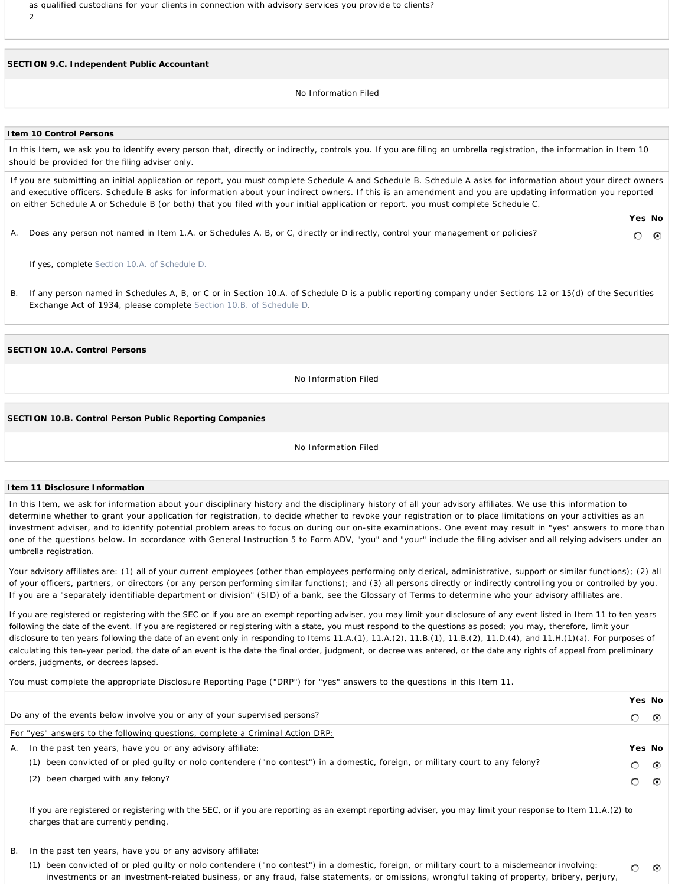as qualified custodians for your clients in connection with advisory services you provide to clients?

2

**SECTION 9.C. Independent Public Accountant**

No Information Filed

**Item 10 Control Persons**

In this Item, we ask you to identify every person that, directly or indirectly, controls you. If you are filing an umbrella registration, the information in Item 10 should be provided for the filing adviser only.

If you are submitting an initial application or report, you must complete Schedule A and Schedule B. Schedule A asks for information about your direct owners and executive officers. Schedule B asks for information about your indirect owners. If this is an amendment and you are updating information you reported on either Schedule A or Schedule B (or both) that you filed with your initial application or report, you must complete Schedule C.

| | Yes | No |
|---|---|---|
| A. Does any person not named in Item 1.A. or Schedules A, B, or C, directly or indirectly, control your management or policies? | ○ | ◉ |

If yes, complete Section 10.A. of Schedule D.

B. If any person named in Schedules A, B, or C or in Section 10.A. of Schedule D is a public reporting company under Sections 12 or 15(d) of the Securities Exchange Act of 1934, please complete Section 10.B. of Schedule D.

**SECTION 10.A. Control Persons**

No Information Filed

**SECTION 10.B. Control Person Public Reporting Companies**

No Information Filed

**Item 11 Disclosure Information**

In this Item, we ask for information about your disciplinary history and the disciplinary history of all your advisory affiliates. We use this information to determine whether to grant your application for registration, to decide whether to revoke your registration or to place limitations on your activities as an investment adviser, and to identify potential problem areas to focus on during our on-site examinations. One event may result in "yes" answers to more than one of the questions below. In accordance with General Instruction 5 to Form ADV, "you" and "your" include the filing adviser and all relying advisers under an umbrella registration.

Your advisory affiliates are: (1) all of your current employees (other than employees performing only clerical, administrative, support or similar functions); (2) all of your officers, partners, or directors (or any person performing similar functions); and (3) all persons directly or indirectly controlling you or controlled by you. If you are a "separately identifiable department or division" (SID) of a bank, see the Glossary of Terms to determine who your advisory affiliates are.

If you are registered or registering with the SEC or if you are an exempt reporting adviser, you may limit your disclosure of any event listed in Item 11 to ten years following the date of the event. If you are registered or registering with a state, you must respond to the questions as posed; you may, therefore, limit your disclosure to ten years following the date of an event only in responding to Items 11.A.(1), 11.A.(2), 11.B.(1), 11.B.(2), 11.D.(4), and 11.H.(1)(a). For purposes of calculating this ten-year period, the date of an event is the date the final order, judgment, or decree was entered, or the date any rights of appeal from preliminary orders, judgments, or decrees lapsed.

You must complete the appropriate Disclosure Reporting Page ("DRP") for "yes" answers to the questions in this Item 11.

| | Yes | No |
|---|---|---|
| Do any of the events below involve you or any of your supervised persons? | ○ | ◉ |

For "yes" answers to the following questions, complete a Criminal Action DRP:

| | Yes | No |
|---|---|---|
| A. In the past ten years, have you or any advisory affiliate: | | |
| (1) been convicted of or pled guilty or nolo contendere ("no contest") in a domestic, foreign, or military court to any felony? | ○ | ◉ |
| (2) been charged with any felony? | ○ | ◉ |

If you are registered or registering with the SEC, or if you are reporting as an exempt reporting adviser, you may limit your response to Item 11.A.(2) to charges that are currently pending.

| | Yes | No |
|---|---|---|
| B. In the past ten years, have you or any advisory affiliate: | | |
| (1) been convicted of or pled guilty or nolo contendere ("no contest") in a domestic, foreign, or military court to a misdemeanor involving: investments or an investment-related business, or any fraud, false statements, or omissions, wrongful taking of property, bribery, perjury, | ○ | ◉ |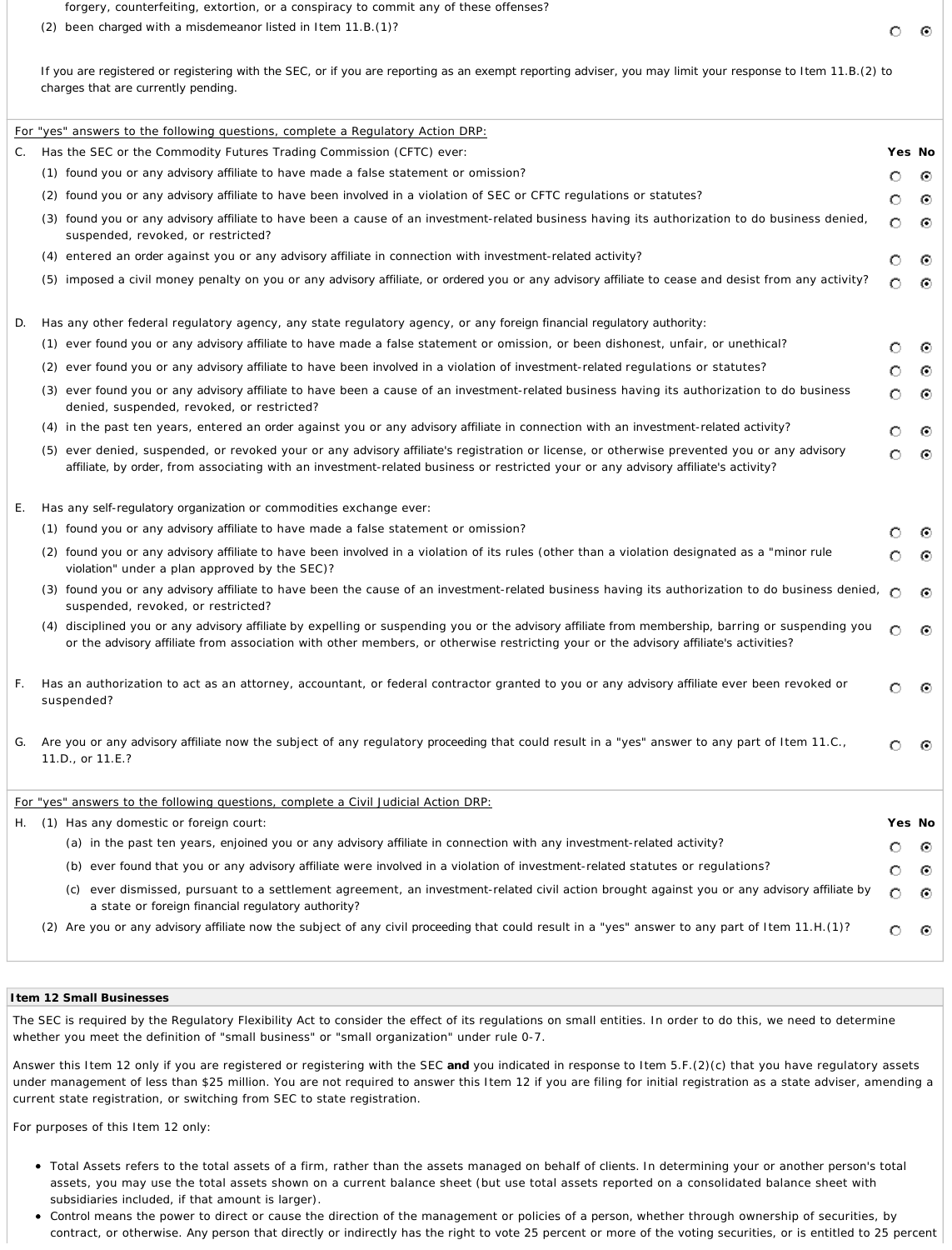forgery, counterfeiting, extortion, or a conspiracy to commit any of these offenses?

(2) been charged with a misdemeanor listed in Item 11.B.(1)? ○ Yes ◉ No

If you are registered or registering with the SEC, or if you are reporting as an exempt reporting adviser, you may limit your response to Item 11.B.(2) to charges that are currently pending.

For "yes" answers to the following questions, complete a Regulatory Action DRP:

| | | Yes | No |
|---|---|---|---|
| C. | Has the SEC or the Commodity Futures Trading Commission (CFTC) ever: | | |
| | (1) found you or any advisory affiliate to have made a false statement or omission? | ○ | ◉ |
| | (2) found you or any advisory affiliate to have been involved in a violation of SEC or CFTC regulations or statutes? | ○ | ◉ |
| | (3) found you or any advisory affiliate to have been a cause of an investment-related business having its authorization to do business denied, suspended, revoked, or restricted? | ○ | ◉ |
| | (4) entered an order against you or any advisory affiliate in connection with investment-related activity? | ○ | ◉ |
| | (5) imposed a civil money penalty on you or any advisory affiliate, or ordered you or any advisory affiliate to cease and desist from any activity? | ○ | ◉ |
| D. | Has any other federal regulatory agency, any state regulatory agency, or any foreign financial regulatory authority: | | |
| | (1) ever found you or any advisory affiliate to have made a false statement or omission, or been dishonest, unfair, or unethical? | ○ | ◉ |
| | (2) ever found you or any advisory affiliate to have been involved in a violation of investment-related regulations or statutes? | ○ | ◉ |
| | (3) ever found you or any advisory affiliate to have been a cause of an investment-related business having its authorization to do business denied, suspended, revoked, or restricted? | ○ | ◉ |
| | (4) in the past ten years, entered an order against you or any advisory affiliate in connection with an investment-related activity? | ○ | ◉ |
| | (5) ever denied, suspended, or revoked your or any advisory affiliate's registration or license, or otherwise prevented you or any advisory affiliate, by order, from associating with an investment-related business or restricted your or any advisory affiliate's activity? | ○ | ◉ |
| E. | Has any self-regulatory organization or commodities exchange ever: | | |
| | (1) found you or any advisory affiliate to have made a false statement or omission? | ○ | ◉ |
| | (2) found you or any advisory affiliate to have been involved in a violation of its rules (other than a violation designated as a "minor rule violation" under a plan approved by the SEC)? | ○ | ◉ |
| | (3) found you or any advisory affiliate to have been the cause of an investment-related business having its authorization to do business denied, suspended, revoked, or restricted? | ○ | ◉ |
| | (4) disciplined you or any advisory affiliate by expelling or suspending you or the advisory affiliate from membership, barring or suspending you or the advisory affiliate from association with other members, or otherwise restricting your or the advisory affiliate's activities? | ○ | ◉ |
| F. | Has an authorization to act as an attorney, accountant, or federal contractor granted to you or any advisory affiliate ever been revoked or suspended? | ○ | ◉ |
| G. | Are you or any advisory affiliate now the subject of any regulatory proceeding that could result in a "yes" answer to any part of Item 11.C., 11.D., or 11.E.? | ○ | ◉ |

For "yes" answers to the following questions, complete a Civil Judicial Action DRP:

| | | Yes | No |
|---|---|---|---|
| H. | (1) Has any domestic or foreign court: | | |
| | (a) in the past ten years, enjoined you or any advisory affiliate in connection with any investment-related activity? | ○ | ◉ |
| | (b) ever found that you or any advisory affiliate were involved in a violation of investment-related statutes or regulations? | ○ | ◉ |
| | (c) ever dismissed, pursuant to a settlement agreement, an investment-related civil action brought against you or any advisory affiliate by a state or foreign financial regulatory authority? | ○ | ◉ |
| | (2) Are you or any advisory affiliate now the subject of any civil proceeding that could result in a "yes" answer to any part of Item 11.H.(1)? | ○ | ◉ |

## Item 12 Small Businesses

The SEC is required by the Regulatory Flexibility Act to consider the effect of its regulations on small entities. In order to do this, we need to determine whether you meet the definition of "small business" or "small organization" under rule 0-7.

Answer this Item 12 only if you are registered or registering with the SEC **and** you indicated in response to Item 5.F.(2)(c) that you have regulatory assets under management of less than $25 million. You are not required to answer this Item 12 if you are filing for initial registration as a state adviser, amending a current state registration, or switching from SEC to state registration.

For purposes of this Item 12 only:

- Total Assets refers to the total assets of a firm, rather than the assets managed on behalf of clients. In determining your or another person's total assets, you may use the total assets shown on a current balance sheet (but use total assets reported on a consolidated balance sheet with subsidiaries included, if that amount is larger).
- Control means the power to direct or cause the direction of the management or policies of a person, whether through ownership of securities, by contract, or otherwise. Any person that directly or indirectly has the right to vote 25 percent or more of the voting securities, or is entitled to 25 percent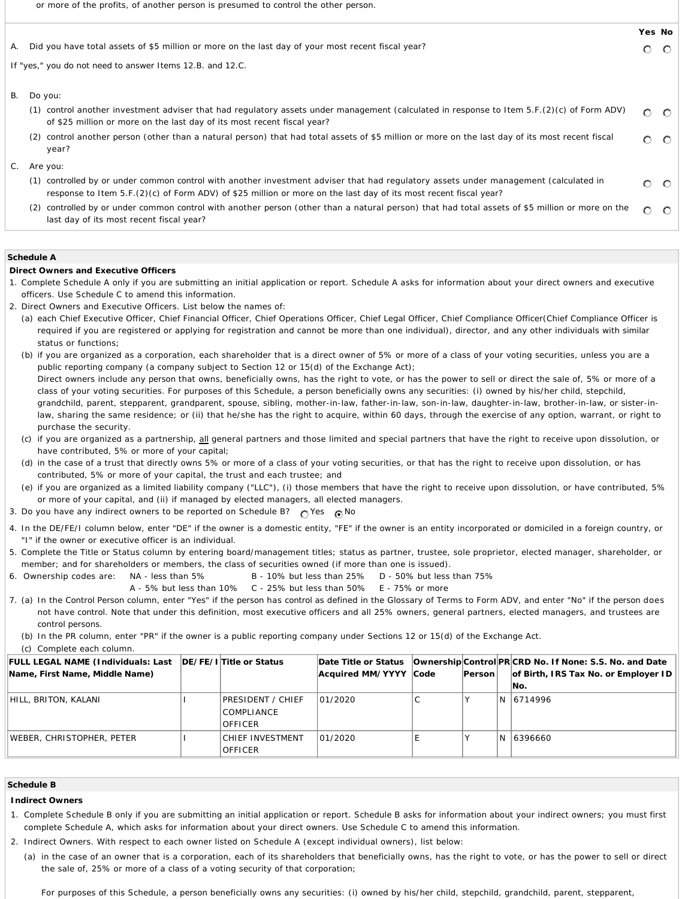or more of the profits, of another person is presumed to control the other person.

| | Yes | No |
|---|---|---|
| A. Did you have total assets of $5 million or more on the last day of your most recent fiscal year? | ○ | ○ |

If "yes," you do not need to answer Items 12.B. and 12.C.

B. Do you:

| | Yes | No |
|---|---|---|
| (1) control another investment adviser that had regulatory assets under management (calculated in response to Item 5.F.(2)(c) of Form ADV) of $25 million or more on the last day of its most recent fiscal year? | ○ | ○ |
| (2) control another person (other than a natural person) that had total assets of $5 million or more on the last day of its most recent fiscal year? | ○ | ○ |

C. Are you:

| | Yes | No |
|---|---|---|
| (1) controlled by or under common control with another investment adviser that had regulatory assets under management (calculated in response to Item 5.F.(2)(c) of Form ADV) of $25 million or more on the last day of its most recent fiscal year? | ○ | ○ |
| (2) controlled by or under common control with another person (other than a natural person) that had total assets of $5 million or more on the last day of its most recent fiscal year? | ○ | ○ |

## Schedule A

**Direct Owners and Executive Officers**

1. Complete Schedule A only if you are submitting an initial application or report. Schedule A asks for information about your direct owners and executive officers. Use Schedule C to amend this information.
2. Direct Owners and Executive Officers. List below the names of:
   (a) each Chief Executive Officer, Chief Financial Officer, Chief Operations Officer, Chief Legal Officer, Chief Compliance Officer(Chief Compliance Officer is required if you are registered or applying for registration and cannot be more than one individual), director, and any other individuals with similar status or functions;
   (b) if you are organized as a corporation, each shareholder that is a direct owner of 5% or more of a class of your voting securities, unless you are a public reporting company (a company subject to Section 12 or 15(d) of the Exchange Act);
   Direct owners include any person that owns, beneficially owns, has the right to vote, or has the power to sell or direct the sale of, 5% or more of a class of your voting securities. For purposes of this Schedule, a person beneficially owns any securities: (i) owned by his/her child, stepchild, grandchild, parent, stepparent, grandparent, spouse, sibling, mother-in-law, father-in-law, son-in-law, daughter-in-law, brother-in-law, or sister-in-law, sharing the same residence; or (ii) that he/she has the right to acquire, within 60 days, through the exercise of any option, warrant, or right to purchase the security.
   (c) if you are organized as a partnership, all general partners and those limited and special partners that have the right to receive upon dissolution, or have contributed, 5% or more of your capital;
   (d) in the case of a trust that directly owns 5% or more of a class of your voting securities, or that has the right to receive upon dissolution, or has contributed, 5% or more of your capital, the trust and each trustee; and
   (e) if you are organized as a limited liability company ("LLC"), (i) those members that have the right to receive upon dissolution, or have contributed, 5% or more of your capital, and (ii) if managed by elected managers, all elected managers.
3. Do you have any indirect owners to be reported on Schedule B? ○ Yes ◉ No
4. In the DE/FE/I column below, enter "DE" if the owner is a domestic entity, "FE" if the owner is an entity incorporated or domiciled in a foreign country, or "I" if the owner or executive officer is an individual.
5. Complete the Title or Status column by entering board/management titles; status as partner, trustee, sole proprietor, elected manager, shareholder, or member; and for shareholders or members, the class of securities owned (if more than one is issued).
6. Ownership codes are: NA - less than 5%, A - 5% but less than 10%, B - 10% but less than 25%, C - 25% but less than 50%, D - 50% but less than 75%, E - 75% or more
7. (a) In the Control Person column, enter "Yes" if the person has control as defined in the Glossary of Terms to Form ADV, and enter "No" if the person does not have control. Note that under this definition, most executive officers and all 25% owners, general partners, elected managers, and trustees are control persons.
   (b) In the PR column, enter "PR" if the owner is a public reporting company under Sections 12 or 15(d) of the Exchange Act.
   (c) Complete each column.

| FULL LEGAL NAME (Individuals: Last Name, First Name, Middle Name) | DE/FE/I | Title or Status | Date Title or Status Acquired MM/YYYY | Ownership Code | Control Person | PR | CRD No. If None: S.S. No. and Date of Birth, IRS Tax No. or Employer ID No. |
|---|---|---|---|---|---|---|---|
| HILL, BRITON, KALANI | I | PRESIDENT / CHIEF COMPLIANCE OFFICER | 01/2020 | C | Y | N | 6714996 |
| WEBER, CHRISTOPHER, PETER | I | CHIEF INVESTMENT OFFICER | 01/2020 | E | Y | N | 6396660 |

## Schedule B

**Indirect Owners**

1. Complete Schedule B only if you are submitting an initial application or report. Schedule B asks for information about your indirect owners; you must first complete Schedule A, which asks for information about your direct owners. Use Schedule C to amend this information.
2. Indirect Owners. With respect to each owner listed on Schedule A (except individual owners), list below:
   (a) in the case of an owner that is a corporation, each of its shareholders that beneficially owns, has the right to vote, or has the power to sell or direct the sale of, 25% or more of a class of a voting security of that corporation;

   For purposes of this Schedule, a person beneficially owns any securities: (i) owned by his/her child, stepchild, grandchild, parent, stepparent,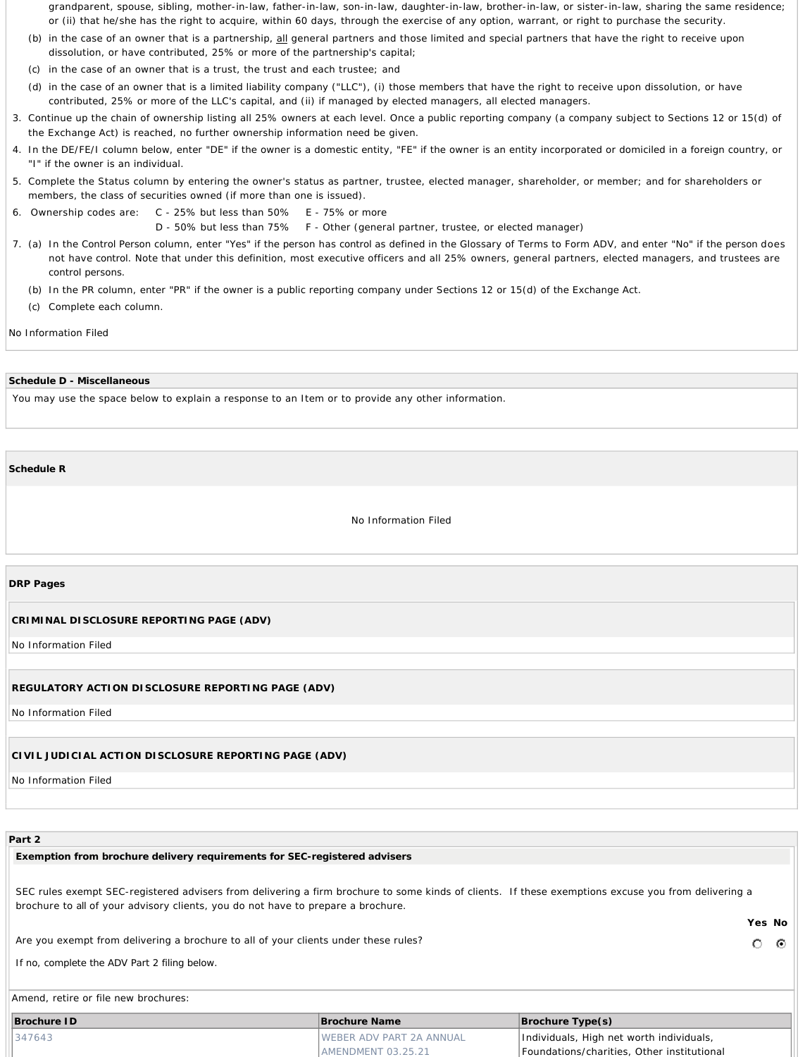grandparent, spouse, sibling, mother-in-law, father-in-law, son-in-law, daughter-in-law, brother-in-law, or sister-in-law, sharing the same residence; or (ii) that he/she has the right to acquire, within 60 days, through the exercise of any option, warrant, or right to purchase the security.

   (b) in the case of an owner that is a partnership, all general partners and those limited and special partners that have the right to receive upon dissolution, or have contributed, 25% or more of the partnership's capital;

   (c) in the case of an owner that is a trust, the trust and each trustee; and

   (d) in the case of an owner that is a limited liability company ("LLC"), (i) those members that have the right to receive upon dissolution, or have contributed, 25% or more of the LLC's capital, and (ii) if managed by elected managers, all elected managers.

3. Continue up the chain of ownership listing all 25% owners at each level. Once a public reporting company (a company subject to Sections 12 or 15(d) of the Exchange Act) is reached, no further ownership information need be given.
4. In the DE/FE/I column below, enter "DE" if the owner is a domestic entity, "FE" if the owner is an entity incorporated or domiciled in a foreign country, or "I" if the owner is an individual.
5. Complete the Status column by entering the owner's status as partner, trustee, elected manager, shareholder, or member; and for shareholders or members, the class of securities owned (if more than one is issued).
6. Ownership codes are: C - 25% but less than 50% E - 75% or more
   D - 50% but less than 75% F - Other (general partner, trustee, or elected manager)
7. (a) In the Control Person column, enter "Yes" if the person has control as defined in the Glossary of Terms to Form ADV, and enter "No" if the person does not have control. Note that under this definition, most executive officers and all 25% owners, general partners, elected managers, and trustees are control persons.

   (b) In the PR column, enter "PR" if the owner is a public reporting company under Sections 12 or 15(d) of the Exchange Act.

   (c) Complete each column.

No Information Filed

**Schedule D - Miscellaneous**

You may use the space below to explain a response to an Item or to provide any other information.

**Schedule R**

No Information Filed

**DRP Pages**

**CRIMINAL DISCLOSURE REPORTING PAGE (ADV)**

No Information Filed

**REGULATORY ACTION DISCLOSURE REPORTING PAGE (ADV)**

No Information Filed

**CIVIL JUDICIAL ACTION DISCLOSURE REPORTING PAGE (ADV)**

No Information Filed

**Part 2**

**Exemption from brochure delivery requirements for SEC-registered advisers**

SEC rules exempt SEC-registered advisers from delivering a firm brochure to some kinds of clients. If these exemptions excuse you from delivering a brochure to all of your advisory clients, you do not have to prepare a brochure.

| | Yes | No |
|---|---|---|
| Are you exempt from delivering a brochure to all of your clients under these rules? | ○ | ● |

If no, complete the ADV Part 2 filing below.

Amend, retire or file new brochures:

| Brochure ID | Brochure Name | Brochure Type(s) |
|---|---|---|
| 347643 | WEBER ADV PART 2A ANNUAL AMENDMENT 03.25.21 | Individuals, High net worth individuals, Foundations/charities, Other institutional |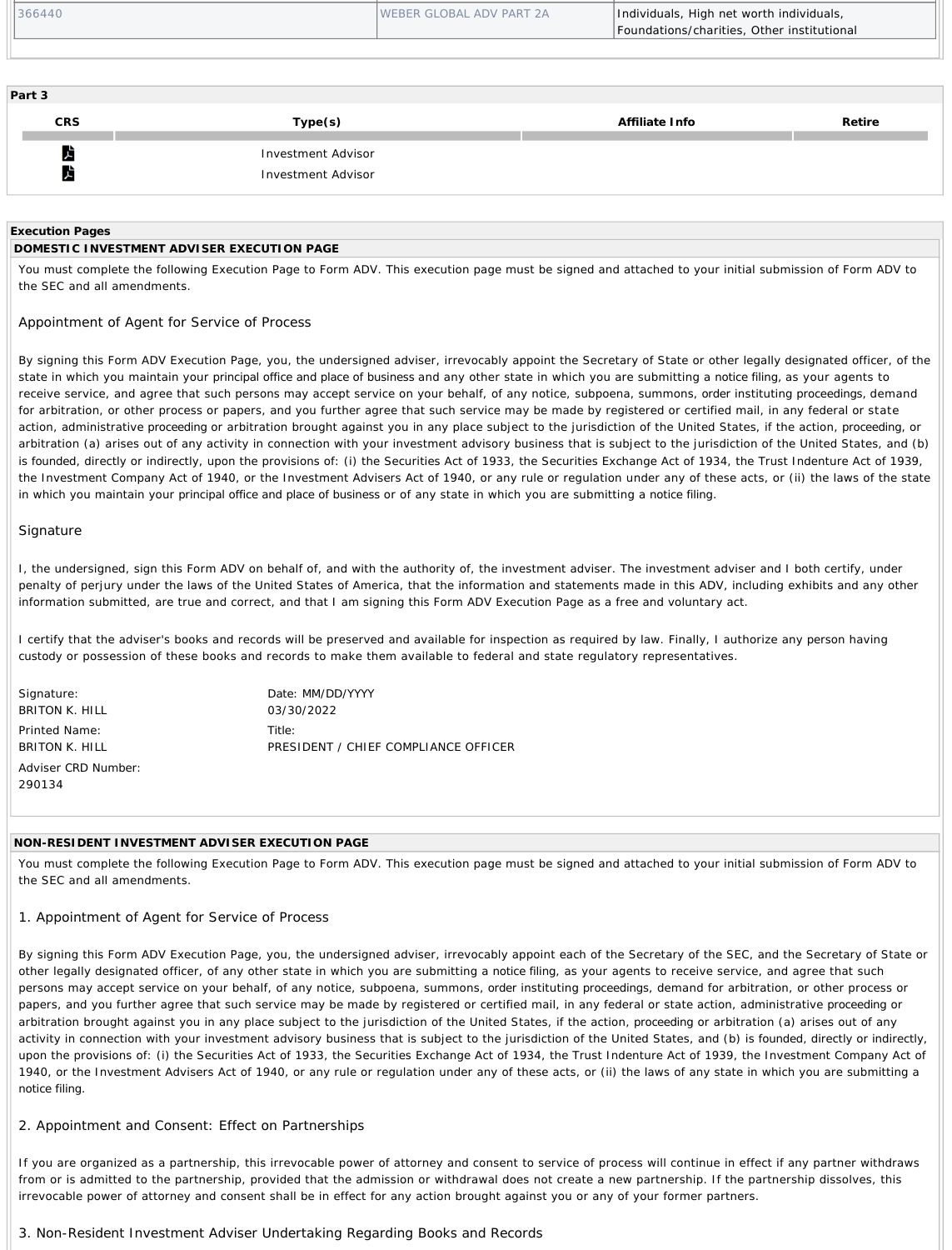| | | |
|---|---|---|
| 366440 | WEBER GLOBAL ADV PART 2A | Individuals, High net worth individuals, Foundations/charities, Other institutional |

**Part 3**

| CRS | Type(s) | Affiliate Info | Retire |
|---|---|---|---|
| | Investment Advisor | | |
| | Investment Advisor | | |

**Execution Pages**

**DOMESTIC INVESTMENT ADVISER EXECUTION PAGE**

You must complete the following Execution Page to Form ADV. This execution page must be signed and attached to your initial submission of Form ADV to the SEC and all amendments.

### Appointment of Agent for Service of Process

By signing this Form ADV Execution Page, you, the undersigned adviser, irrevocably appoint the Secretary of State or other legally designated officer, of the state in which you maintain your principal office and place of business and any other state in which you are submitting a notice filing, as your agents to receive service, and agree that such persons may accept service on your behalf, of any notice, subpoena, summons, order instituting proceedings, demand for arbitration, or other process or papers, and you further agree that such service may be made by registered or certified mail, in any federal or state action, administrative proceeding or arbitration brought against you in any place subject to the jurisdiction of the United States, if the action, proceeding, or arbitration (a) arises out of any activity in connection with your investment advisory business that is subject to the jurisdiction of the United States, and (b) is founded, directly or indirectly, upon the provisions of: (i) the Securities Act of 1933, the Securities Exchange Act of 1934, the Trust Indenture Act of 1939, the Investment Company Act of 1940, or the Investment Advisers Act of 1940, or any rule or regulation under any of these acts, or (ii) the laws of the state in which you maintain your principal office and place of business or of any state in which you are submitting a notice filing.

### Signature

I, the undersigned, sign this Form ADV on behalf of, and with the authority of, the investment adviser. The investment adviser and I both certify, under penalty of perjury under the laws of the United States of America, that the information and statements made in this ADV, including exhibits and any other information submitted, are true and correct, and that I am signing this Form ADV Execution Page as a free and voluntary act.

I certify that the adviser's books and records will be preserved and available for inspection as required by law. Finally, I authorize any person having custody or possession of these books and records to make them available to federal and state regulatory representatives.

| | |
|---|---|
| Signature:<br>BRITON K. HILL | Date: MM/DD/YYYY<br>03/30/2022 |
| Printed Name:<br>BRITON K. HILL | Title:<br>PRESIDENT / CHIEF COMPLIANCE OFFICER |
| Adviser CRD Number:<br>290134 | |

**NON-RESIDENT INVESTMENT ADVISER EXECUTION PAGE**

You must complete the following Execution Page to Form ADV. This execution page must be signed and attached to your initial submission of Form ADV to the SEC and all amendments.

### 1. Appointment of Agent for Service of Process

By signing this Form ADV Execution Page, you, the undersigned adviser, irrevocably appoint each of the Secretary of the SEC, and the Secretary of State or other legally designated officer, of any other state in which you are submitting a notice filing, as your agents to receive service, and agree that such persons may accept service on your behalf, of any notice, subpoena, summons, order instituting proceedings, demand for arbitration, or other process or papers, and you further agree that such service may be made by registered or certified mail, in any federal or state action, administrative proceeding or arbitration brought against you in any place subject to the jurisdiction of the United States, if the action, proceeding or arbitration (a) arises out of any activity in connection with your investment advisory business that is subject to the jurisdiction of the United States, and (b) is founded, directly or indirectly, upon the provisions of: (i) the Securities Act of 1933, the Securities Exchange Act of 1934, the Trust Indenture Act of 1939, the Investment Company Act of 1940, or the Investment Advisers Act of 1940, or any rule or regulation under any of these acts, or (ii) the laws of any state in which you are submitting a notice filing.

### 2. Appointment and Consent: Effect on Partnerships

If you are organized as a partnership, this irrevocable power of attorney and consent to service of process will continue in effect if any partner withdraws from or is admitted to the partnership, provided that the admission or withdrawal does not create a new partnership. If the partnership dissolves, this irrevocable power of attorney and consent shall be in effect for any action brought against you or any of your former partners.

### 3. Non-Resident Investment Adviser Undertaking Regarding Books and Records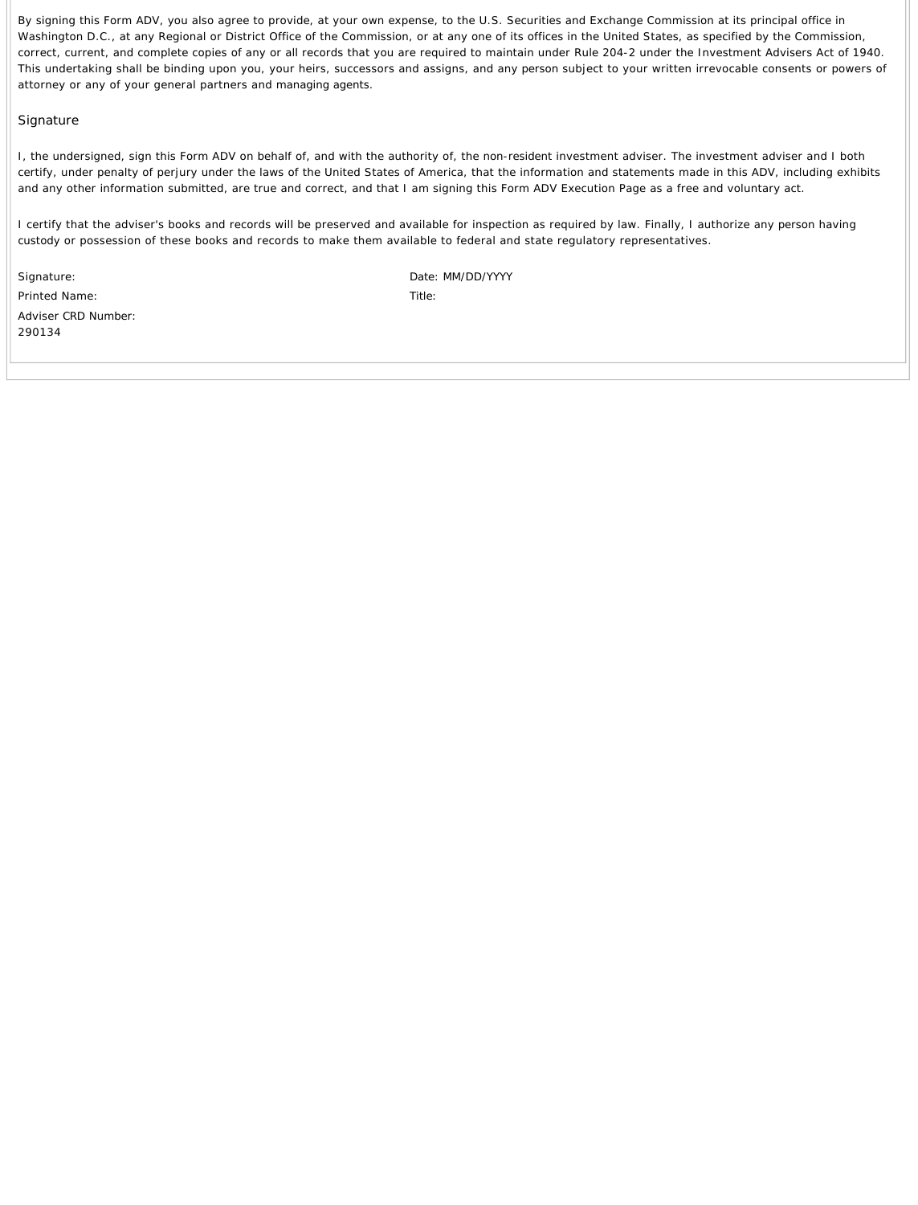By signing this Form ADV, you also agree to provide, at your own expense, to the U.S. Securities and Exchange Commission at its principal office in Washington D.C., at any Regional or District Office of the Commission, or at any one of its offices in the United States, as specified by the Commission, correct, current, and complete copies of any or all records that you are required to maintain under Rule 204-2 under the Investment Advisers Act of 1940. This undertaking shall be binding upon you, your heirs, successors and assigns, and any person subject to your written irrevocable consents or powers of attorney or any of your general partners and managing agents.

## Signature

I, the undersigned, sign this Form ADV on behalf of, and with the authority of, the non-resident investment adviser. The investment adviser and I both certify, under penalty of perjury under the laws of the United States of America, that the information and statements made in this ADV, including exhibits and any other information submitted, are true and correct, and that I am signing this Form ADV Execution Page as a free and voluntary act.

I certify that the adviser's books and records will be preserved and available for inspection as required by law. Finally, I authorize any person having custody or possession of these books and records to make them available to federal and state regulatory representatives.

| | |
|---|---|
| Signature: | Date: MM/DD/YYYY |
| Printed Name: | Title: |
| Adviser CRD Number: 290134 | |